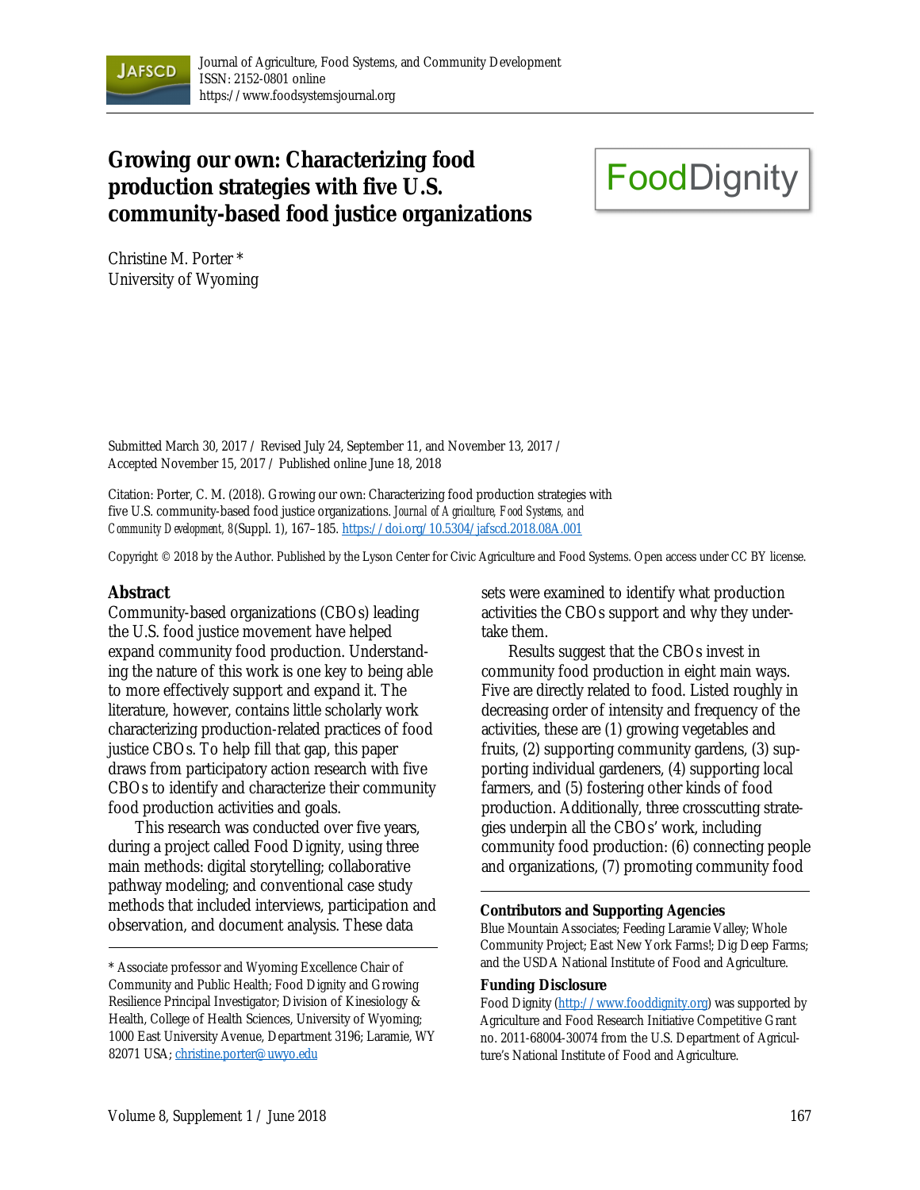Journal of Agriculture, Food Systems, and Community Development
ISSN: 2152-0801 online
https://www.foodsystemsjournal.org

# Growing our own: Characterizing food production strategies with five U.S. community-based food justice organizations

FoodDignity

Christine M. Porter *
University of Wyoming

Submitted March 30, 2017 / Revised July 24, September 11, and November 13, 2017 / Accepted November 15, 2017 / Published online June 18, 2018

Citation: Porter, C. M. (2018). Growing our own: Characterizing food production strategies with five U.S. community-based food justice organizations. *Journal of Agriculture, Food Systems, and Community Development, 8*(Suppl. 1), 167–185. https://doi.org/10.5304/jafscd.2018.08A.001

Copyright © 2018 by the Author. Published by the Lyson Center for Civic Agriculture and Food Systems. Open access under CC BY license.

## Abstract

Community-based organizations (CBOs) leading the U.S. food justice movement have helped expand community food production. Understanding the nature of this work is one key to being able to more effectively support and expand it. The literature, however, contains little scholarly work characterizing production-related practices of food justice CBOs. To help fill that gap, this paper draws from participatory action research with five CBOs to identify and characterize their community food production activities and goals.

This research was conducted over five years, during a project called Food Dignity, using three main methods: digital storytelling; collaborative pathway modeling; and conventional case study methods that included interviews, participation and observation, and document analysis. These data sets were examined to identify what production activities the CBOs support and why they undertake them.

Results suggest that the CBOs invest in community food production in eight main ways. Five are directly related to food. Listed roughly in decreasing order of intensity and frequency of the activities, these are (1) growing vegetables and fruits, (2) supporting community gardens, (3) supporting individual gardeners, (4) supporting local farmers, and (5) fostering other kinds of food production. Additionally, three crosscutting strategies underpin all the CBOs' work, including community food production: (6) connecting people and organizations, (7) promoting community food

---

\* Associate professor and Wyoming Excellence Chair of Community and Public Health; Food Dignity and Growing Resilience Principal Investigator; Division of Kinesiology & Health, College of Health Sciences, University of Wyoming; 1000 East University Avenue, Department 3196; Laramie, WY 82071 USA; christine.porter@uwyo.edu

**Contributors and Supporting Agencies**

Blue Mountain Associates; Feeding Laramie Valley; Whole Community Project; East New York Farms!; Dig Deep Farms; and the USDA National Institute of Food and Agriculture.

**Funding Disclosure**

Food Dignity (http://www.fooddignity.org) was supported by Agriculture and Food Research Initiative Competitive Grant no. 2011-68004-30074 from the U.S. Department of Agriculture's National Institute of Food and Agriculture.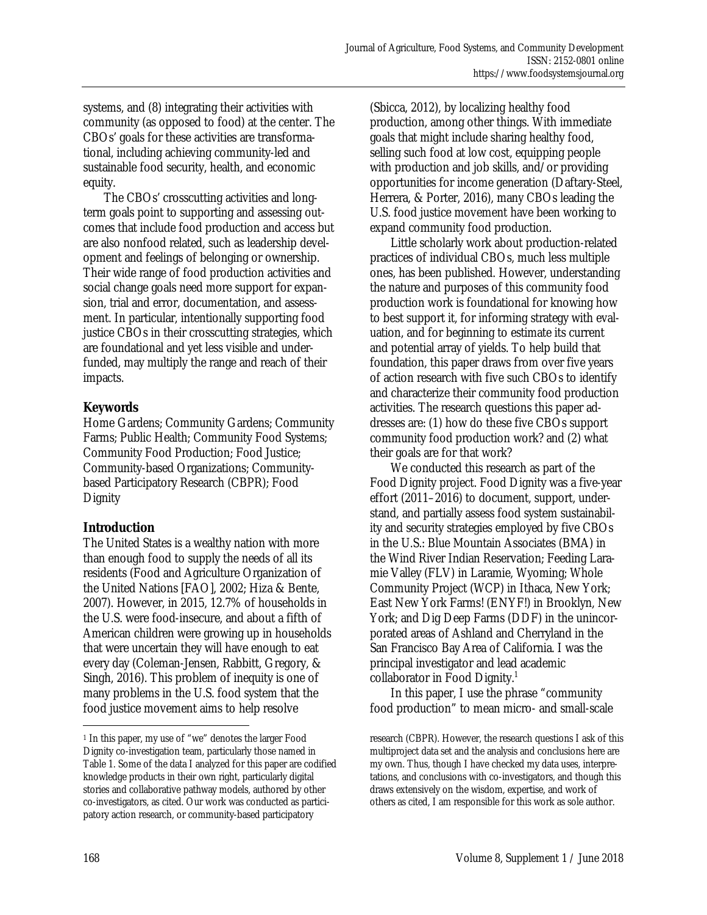systems, and (8) integrating their activities with community (as opposed to food) at the center. The CBOs' goals for these activities are transformational, including achieving community-led and sustainable food security, health, and economic equity.

The CBOs' crosscutting activities and long-term goals point to supporting and assessing outcomes that include food production and access but are also nonfood related, such as leadership development and feelings of belonging or ownership. Their wide range of food production activities and social change goals need more support for expansion, trial and error, documentation, and assessment. In particular, intentionally supporting food justice CBOs in their crosscutting strategies, which are foundational and yet less visible and underfunded, may multiply the range and reach of their impacts.

## Keywords

Home Gardens; Community Gardens; Community Farms; Public Health; Community Food Systems; Community Food Production; Food Justice; Community-based Organizations; Community-based Participatory Research (CBPR); Food Dignity

## Introduction

The United States is a wealthy nation with more than enough food to supply the needs of all its residents (Food and Agriculture Organization of the United Nations [FAO], 2002; Hiza & Bente, 2007). However, in 2015, 12.7% of households in the U.S. were food-insecure, and about a fifth of American children were growing up in households that were uncertain they will have enough to eat every day (Coleman-Jensen, Rabbitt, Gregory, & Singh, 2016). This problem of inequity is one of many problems in the U.S. food system that the food justice movement aims to help resolve (Sbicca, 2012), by localizing healthy food production, among other things. With immediate goals that might include sharing healthy food, selling such food at low cost, equipping people with production and job skills, and/or providing opportunities for income generation (Daftary-Steel, Herrera, & Porter, 2016), many CBOs leading the U.S. food justice movement have been working to expand community food production.

Little scholarly work about production-related practices of individual CBOs, much less multiple ones, has been published. However, understanding the nature and purposes of this community food production work is foundational for knowing how to best support it, for informing strategy with evaluation, and for beginning to estimate its current and potential array of yields. To help build that foundation, this paper draws from over five years of action research with five such CBOs to identify and characterize their community food production activities. The research questions this paper addresses are: (1) how do these five CBOs support community food production work? and (2) what their goals are for that work?

We conducted this research as part of the Food Dignity project. Food Dignity was a five-year effort (2011–2016) to document, support, understand, and partially assess food system sustainability and security strategies employed by five CBOs in the U.S.: Blue Mountain Associates (BMA) in the Wind River Indian Reservation; Feeding Laramie Valley (FLV) in Laramie, Wyoming; Whole Community Project (WCP) in Ithaca, New York; East New York Farms! (ENYF!) in Brooklyn, New York; and Dig Deep Farms (DDF) in the unincorporated areas of Ashland and Cherryland in the San Francisco Bay Area of California. I was the principal investigator and lead academic collaborator in Food Dignity.[1]

In this paper, I use the phrase "community food production" to mean micro- and small-scale

[1] In this paper, my use of "we" denotes the larger Food Dignity co-investigation team, particularly those named in Table 1. Some of the data I analyzed for this paper are codified knowledge products in their own right, particularly digital stories and collaborative pathway models, authored by other co-investigators, as cited. Our work was conducted as participatory action research, or community-based participatory research (CBPR). However, the research questions I ask of this multiproject data set and the analysis and conclusions here are my own. Thus, though I have checked my data uses, interpretations, and conclusions with co-investigators, and though this draws extensively on the wisdom, expertise, and work of others as cited, I am responsible for this work as sole author.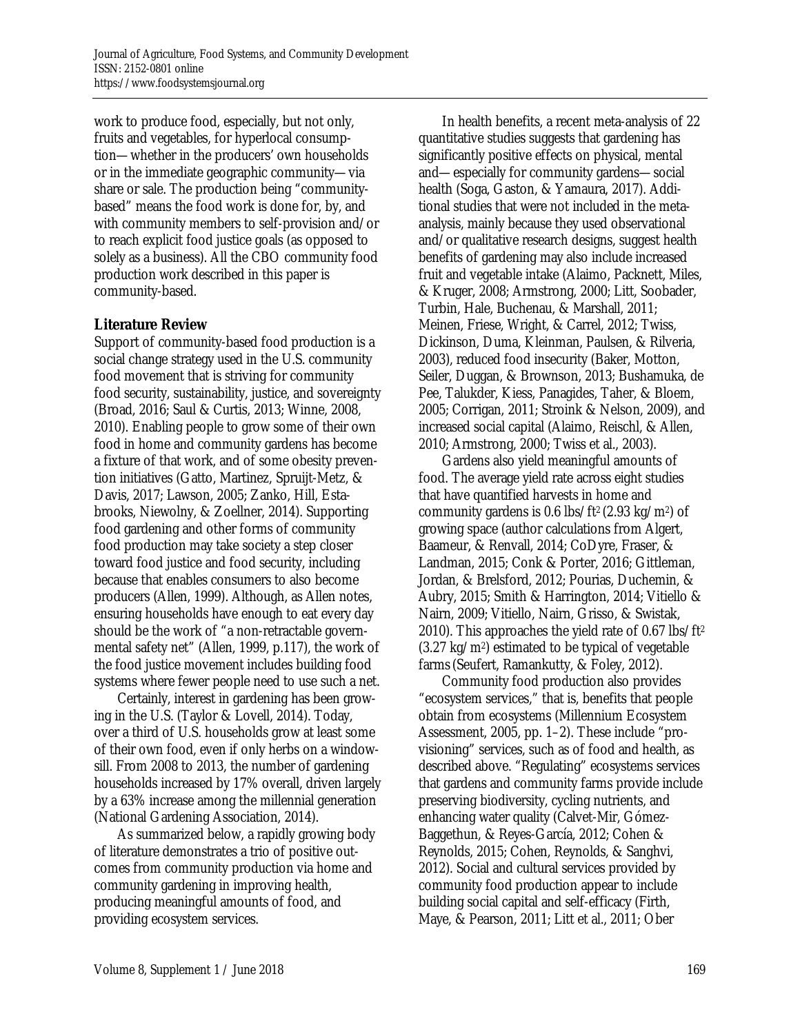work to produce food, especially, but not only, fruits and vegetables, for hyperlocal consumption—whether in the producers' own households or in the immediate geographic community—via share or sale. The production being "community-based" means the food work is done for, by, and with community members to self-provision and/or to reach explicit food justice goals (as opposed to solely as a business). All the CBO community food production work described in this paper is community-based.

## Literature Review

Support of community-based food production is a social change strategy used in the U.S. community food movement that is striving for community food security, sustainability, justice, and sovereignty (Broad, 2016; Saul & Curtis, 2013; Winne, 2008, 2010). Enabling people to grow some of their own food in home and community gardens has become a fixture of that work, and of some obesity prevention initiatives (Gatto, Martinez, Spruijt-Metz, & Davis, 2017; Lawson, 2005; Zanko, Hill, Estabrooks, Niewolny, & Zoellner, 2014). Supporting food gardening and other forms of community food production may take society a step closer toward food justice and food security, including because that enables consumers to also become producers (Allen, 1999). Although, as Allen notes, ensuring households have enough to eat every day should be the work of "a non-retractable governmental safety net" (Allen, 1999, p.117), the work of the food justice movement includes building food systems where fewer people need to use such a net.

Certainly, interest in gardening has been growing in the U.S. (Taylor & Lovell, 2014). Today, over a third of U.S. households grow at least some of their own food, even if only herbs on a windowsill. From 2008 to 2013, the number of gardening households increased by 17% overall, driven largely by a 63% increase among the millennial generation (National Gardening Association, 2014).

As summarized below, a rapidly growing body of literature demonstrates a trio of positive outcomes from community production via home and community gardening in improving health, producing meaningful amounts of food, and providing ecosystem services.

In health benefits, a recent meta-analysis of 22 quantitative studies suggests that gardening has significantly positive effects on physical, mental and—especially for community gardens—social health (Soga, Gaston, & Yamaura, 2017). Additional studies that were not included in the meta-analysis, mainly because they used observational and/or qualitative research designs, suggest health benefits of gardening may also include increased fruit and vegetable intake (Alaimo, Packnett, Miles, & Kruger, 2008; Armstrong, 2000; Litt, Soobader, Turbin, Hale, Buchenau, & Marshall, 2011; Meinen, Friese, Wright, & Carrel, 2012; Twiss, Dickinson, Duma, Kleinman, Paulsen, & Rilveria, 2003), reduced food insecurity (Baker, Motton, Seiler, Duggan, & Brownson, 2013; Bushamuka, de Pee, Talukder, Kiess, Panagides, Taher, & Bloem, 2005; Corrigan, 2011; Stroink & Nelson, 2009), and increased social capital (Alaimo, Reischl, & Allen, 2010; Armstrong, 2000; Twiss et al., 2003).

Gardens also yield meaningful amounts of food. The average yield rate across eight studies that have quantified harvests in home and community gardens is 0.6 lbs/ft$^2$ (2.93 kg/m$^2$) of growing space (author calculations from Algert, Baameur, & Renvall, 2014; CoDyre, Fraser, & Landman, 2015; Conk & Porter, 2016; Gittleman, Jordan, & Brelsford, 2012; Pourias, Duchemin, & Aubry, 2015; Smith & Harrington, 2014; Vitiello & Nairn, 2009; Vitiello, Nairn, Grisso, & Swistak, 2010). This approaches the yield rate of 0.67 lbs/ft$^2$ (3.27 kg/m$^2$) estimated to be typical of vegetable farms (Seufert, Ramankutty, & Foley, 2012).

Community food production also provides "ecosystem services," that is, benefits that people obtain from ecosystems (Millennium Ecosystem Assessment, 2005, pp. 1–2). These include "provisioning" services, such as of food and health, as described above. "Regulating" ecosystems services that gardens and community farms provide include preserving biodiversity, cycling nutrients, and enhancing water quality (Calvet-Mir, Gómez-Baggethun, & Reyes-García, 2012; Cohen & Reynolds, 2015; Cohen, Reynolds, & Sanghvi, 2012). Social and cultural services provided by community food production appear to include building social capital and self-efficacy (Firth, Maye, & Pearson, 2011; Litt et al., 2011; Ober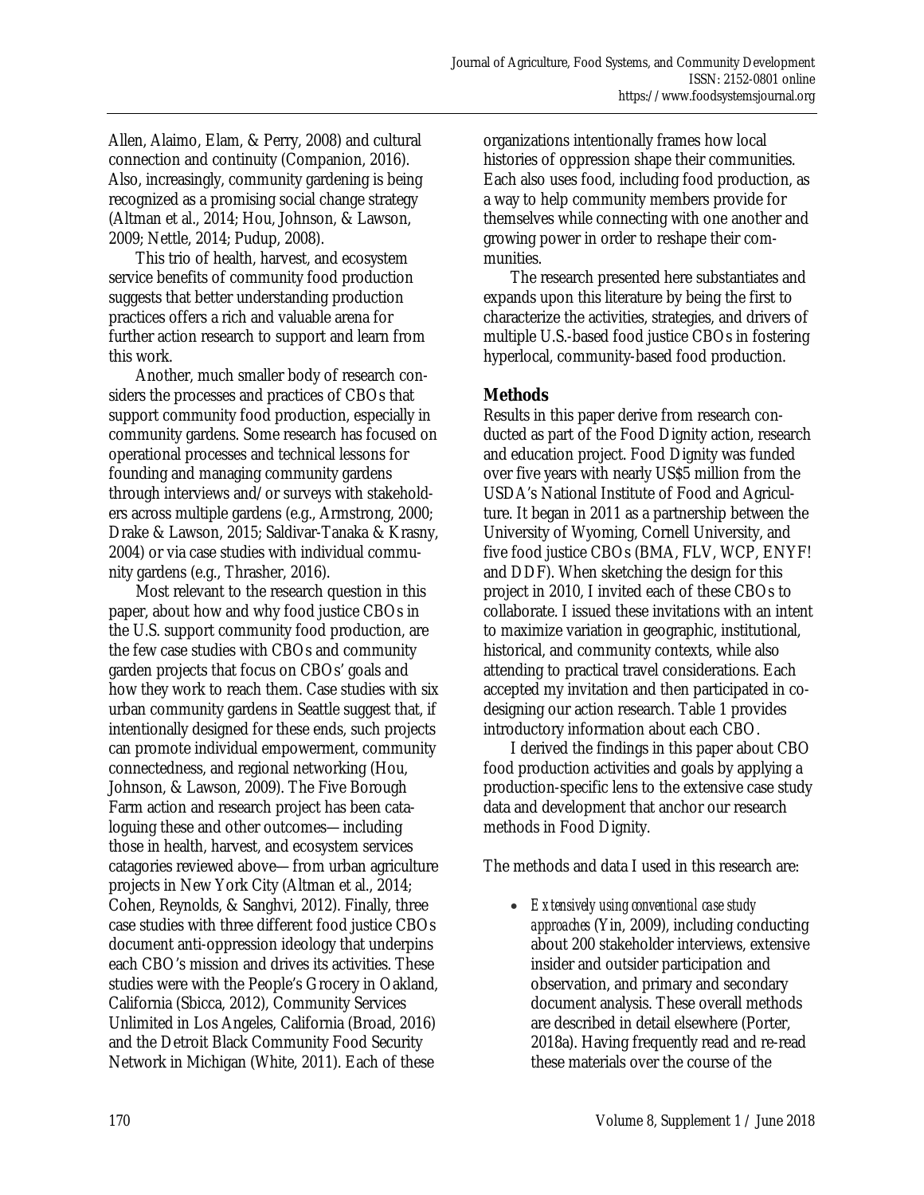Allen, Alaimo, Elam, & Perry, 2008) and cultural connection and continuity (Companion, 2016). Also, increasingly, community gardening is being recognized as a promising social change strategy (Altman et al., 2014; Hou, Johnson, & Lawson, 2009; Nettle, 2014; Pudup, 2008).

This trio of health, harvest, and ecosystem service benefits of community food production suggests that better understanding production practices offers a rich and valuable arena for further action research to support and learn from this work.

Another, much smaller body of research considers the processes and practices of CBOs that support community food production, especially in community gardens. Some research has focused on operational processes and technical lessons for founding and managing community gardens through interviews and/or surveys with stakeholders across multiple gardens (e.g., Armstrong, 2000; Drake & Lawson, 2015; Saldivar-Tanaka & Krasny, 2004) or via case studies with individual community gardens (e.g., Thrasher, 2016).

Most relevant to the research question in this paper, about how and why food justice CBOs in the U.S. support community food production, are the few case studies with CBOs and community garden projects that focus on CBOs' goals and how they work to reach them. Case studies with six urban community gardens in Seattle suggest that, if intentionally designed for these ends, such projects can promote individual empowerment, community connectedness, and regional networking (Hou, Johnson, & Lawson, 2009). The Five Borough Farm action and research project has been cataloguing these and other outcomes—including those in health, harvest, and ecosystem services catagories reviewed above—from urban agriculture projects in New York City (Altman et al., 2014; Cohen, Reynolds, & Sanghvi, 2012). Finally, three case studies with three different food justice CBOs document anti-oppression ideology that underpins each CBO's mission and drives its activities. These studies were with the People's Grocery in Oakland, California (Sbicca, 2012), Community Services Unlimited in Los Angeles, California (Broad, 2016) and the Detroit Black Community Food Security Network in Michigan (White, 2011). Each of these organizations intentionally frames how local histories of oppression shape their communities. Each also uses food, including food production, as a way to help community members provide for themselves while connecting with one another and growing power in order to reshape their communities.

The research presented here substantiates and expands upon this literature by being the first to characterize the activities, strategies, and drivers of multiple U.S.-based food justice CBOs in fostering hyperlocal, community-based food production.

## Methods

Results in this paper derive from research conducted as part of the Food Dignity action, research and education project. Food Dignity was funded over five years with nearly US$5 million from the USDA's National Institute of Food and Agriculture. It began in 2011 as a partnership between the University of Wyoming, Cornell University, and five food justice CBOs (BMA, FLV, WCP, ENYF! and DDF). When sketching the design for this project in 2010, I invited each of these CBOs to collaborate. I issued these invitations with an intent to maximize variation in geographic, institutional, historical, and community contexts, while also attending to practical travel considerations. Each accepted my invitation and then participated in co-designing our action research. Table 1 provides introductory information about each CBO.

I derived the findings in this paper about CBO food production activities and goals by applying a production-specific lens to the extensive case study data and development that anchor our research methods in Food Dignity.

The methods and data I used in this research are:

- *Extensively using conventional case study approaches* (Yin, 2009), including conducting about 200 stakeholder interviews, extensive insider and outsider participation and observation, and primary and secondary document analysis. These overall methods are described in detail elsewhere (Porter, 2018a). Having frequently read and re-read these materials over the course of the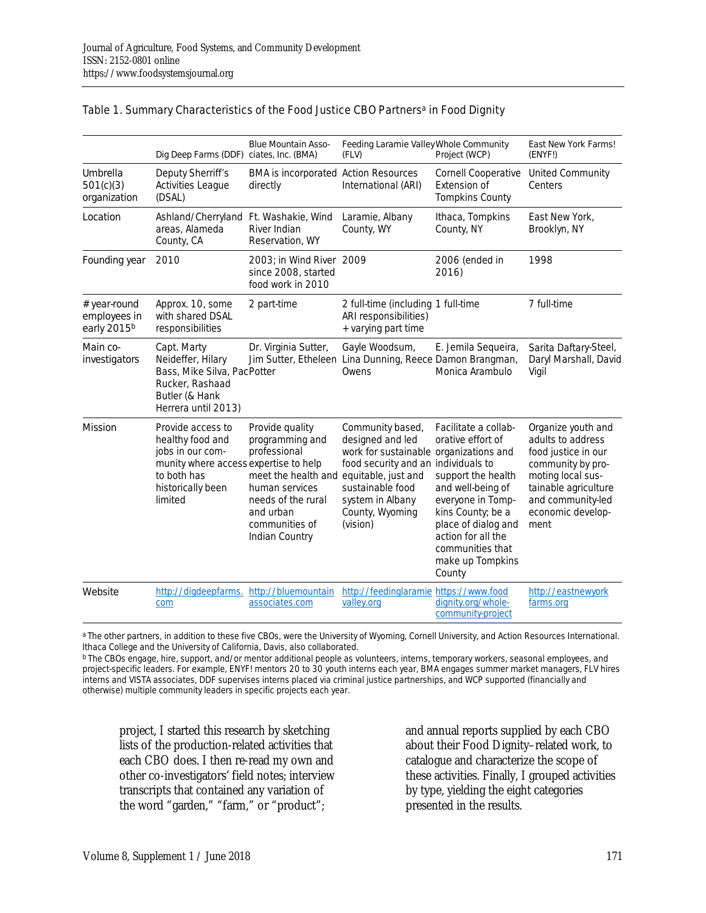Table 1. Summary Characteristics of the Food Justice CBO Partners[a] in Food Dignity

| | Dig Deep Farms (DDF) | Blue Mountain Associates, Inc. (BMA) | Feeding Laramie Valley (FLV) | Whole Community Project (WCP) | East New York Farms! (ENYF!) |
|---|---|---|---|---|---|
| Umbrella 501(c)(3) organization | Deputy Sherriff's Activities League (DSAL) | BMA is incorporated directly | Action Resources International (ARI) | Cornell Cooperative Extension of Tompkins County | United Community Centers |
| Location | Ashland/Cherryland areas, Alameda County, CA | Ft. Washakie, Wind River Indian Reservation, WY | Laramie, Albany County, WY | Ithaca, Tompkins County, NY | East New York, Brooklyn, NY |
| Founding year | 2010 | 2003; in Wind River since 2008, started food work in 2010 | 2009 | 2006 (ended in 2016) | 1998 |
| # year-round employees in early 2015[b] | Approx. 10, some with shared DSAL responsibilities | 2 part-time | 2 full-time (including ARI responsibilities) + varying part time | 1 full-time | 7 full-time |
| Main co-investigators | Capt. Marty Neideffer, Hilary Bass, Mike Silva, Pac Rucker, Rashaad Butler (& Hank Herrera until 2013) | Dr. Virginia Sutter, Jim Sutter, Etheleen Potter | Gayle Woodsum, Lina Dunning, Reece Owens | E. Jemila Sequeira, Damon Brangman, Monica Arambulo | Sarita Daftary-Steel, Daryl Marshall, David Vigil |
| Mission | Provide access to healthy food and jobs in our community where access to both has historically been limited | Provide quality programming and professional expertise to help meet the health and human services needs of the rural and urban communities of Indian Country | Community based, designed and led work for sustainable food security and an equitable, just and sustainable food system in Albany County, Wyoming (vision) | Facilitate a collaborative effort of organizations and individuals to support the health and well-being of everyone in Tompkins County; be a place of dialog and action for all the communities that make up Tompkins County | Organize youth and adults to address food justice in our community by promoting local sustainable agriculture and community-led economic development |
| Website | http://digdeepfarms.com | http://bluemountainassociates.com | http://feedinglaramievalley.org | https://www.fooddignity.org/whole-community-project | http://eastnewyorkfarms.org |

[a] The other partners, in addition to these five CBOs, were the University of Wyoming, Cornell University, and Action Resources International. Ithaca College and the University of California, Davis, also collaborated.

[b] The CBOs engage, hire, support, and/or mentor additional people as volunteers, interns, temporary workers, seasonal employees, and project-specific leaders. For example, ENYF! mentors 20 to 30 youth interns each year, BMA engages summer market managers, FLV hires interns and VISTA associates, DDF supervises interns placed via criminal justice partnerships, and WCP supported (financially and otherwise) multiple community leaders in specific projects each year.

project, I started this research by sketching lists of the production-related activities that each CBO does. I then re-read my own and other co-investigators' field notes; interview transcripts that contained any variation of the word "garden," "farm," or "product"; and annual reports supplied by each CBO about their Food Dignity–related work, to catalogue and characterize the scope of these activities. Finally, I grouped activities by type, yielding the eight categories presented in the results.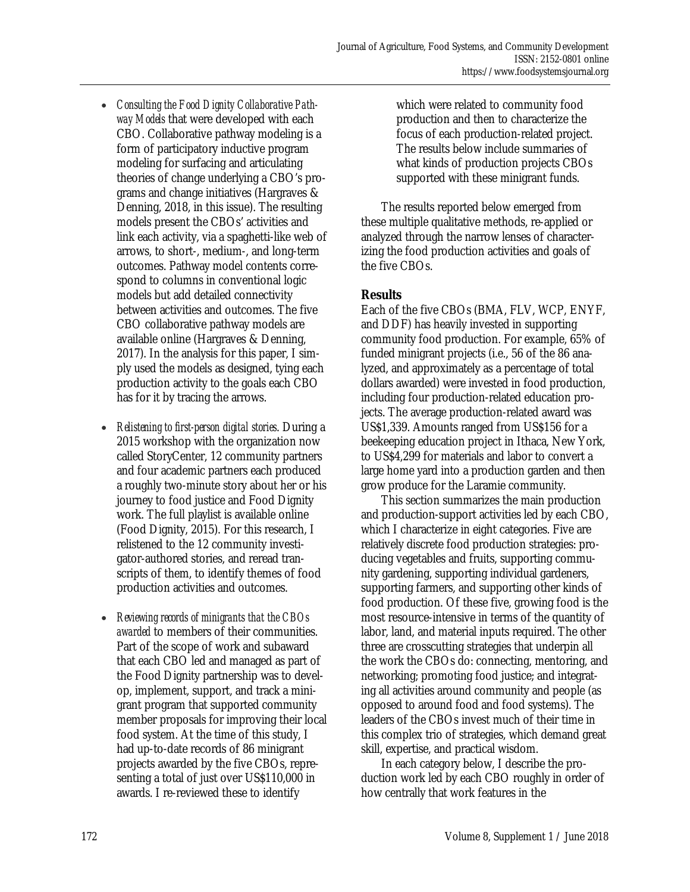- *Consulting the Food Dignity Collaborative Pathway Models* that were developed with each CBO. Collaborative pathway modeling is a form of participatory inductive program modeling for surfacing and articulating theories of change underlying a CBO's programs and change initiatives (Hargraves & Denning, 2018, in this issue). The resulting models present the CBOs' activities and link each activity, via a spaghetti-like web of arrows, to short-, medium-, and long-term outcomes. Pathway model contents correspond to columns in conventional logic models but add detailed connectivity between activities and outcomes. The five CBO collaborative pathway models are available online (Hargraves & Denning, 2017). In the analysis for this paper, I simply used the models as designed, tying each production activity to the goals each CBO has for it by tracing the arrows.

- *Relistening to first-person digital stories*. During a 2015 workshop with the organization now called StoryCenter, 12 community partners and four academic partners each produced a roughly two-minute story about her or his journey to food justice and Food Dignity work. The full playlist is available online (Food Dignity, 2015). For this research, I relistened to the 12 community investigator-authored stories, and reread transcripts of them, to identify themes of food production activities and outcomes.

- *Reviewing records of minigrants that the CBOs awarded* to members of their communities. Part of the scope of work and subaward that each CBO led and managed as part of the Food Dignity partnership was to develop, implement, support, and track a minigrant program that supported community member proposals for improving their local food system. At the time of this study, I had up-to-date records of 86 minigrant projects awarded by the five CBOs, representing a total of just over US$110,000 in awards. I re-reviewed these to identify which were related to community food production and then to characterize the focus of each production-related project. The results below include summaries of what kinds of production projects CBOs supported with these minigrant funds.

The results reported below emerged from these multiple qualitative methods, re-applied or analyzed through the narrow lenses of characterizing the food production activities and goals of the five CBOs.

## Results

Each of the five CBOs (BMA, FLV, WCP, ENYF, and DDF) has heavily invested in supporting community food production. For example, 65% of funded minigrant projects (i.e., 56 of the 86 analyzed, and approximately as a percentage of total dollars awarded) were invested in food production, including four production-related education projects. The average production-related award was US$1,339. Amounts ranged from US$156 for a beekeeping education project in Ithaca, New York, to US$4,299 for materials and labor to convert a large home yard into a production garden and then grow produce for the Laramie community.

This section summarizes the main production and production-support activities led by each CBO, which I characterize in eight categories. Five are relatively discrete food production strategies: producing vegetables and fruits, supporting community gardening, supporting individual gardeners, supporting farmers, and supporting other kinds of food production. Of these five, growing food is the most resource-intensive in terms of the quantity of labor, land, and material inputs required. The other three are crosscutting strategies that underpin all the work the CBOs do: connecting, mentoring, and networking; promoting food justice; and integrating all activities around community and people (as opposed to around food and food systems). The leaders of the CBOs invest much of their time in this complex trio of strategies, which demand great skill, expertise, and practical wisdom.

In each category below, I describe the production work led by each CBO roughly in order of how centrally that work features in the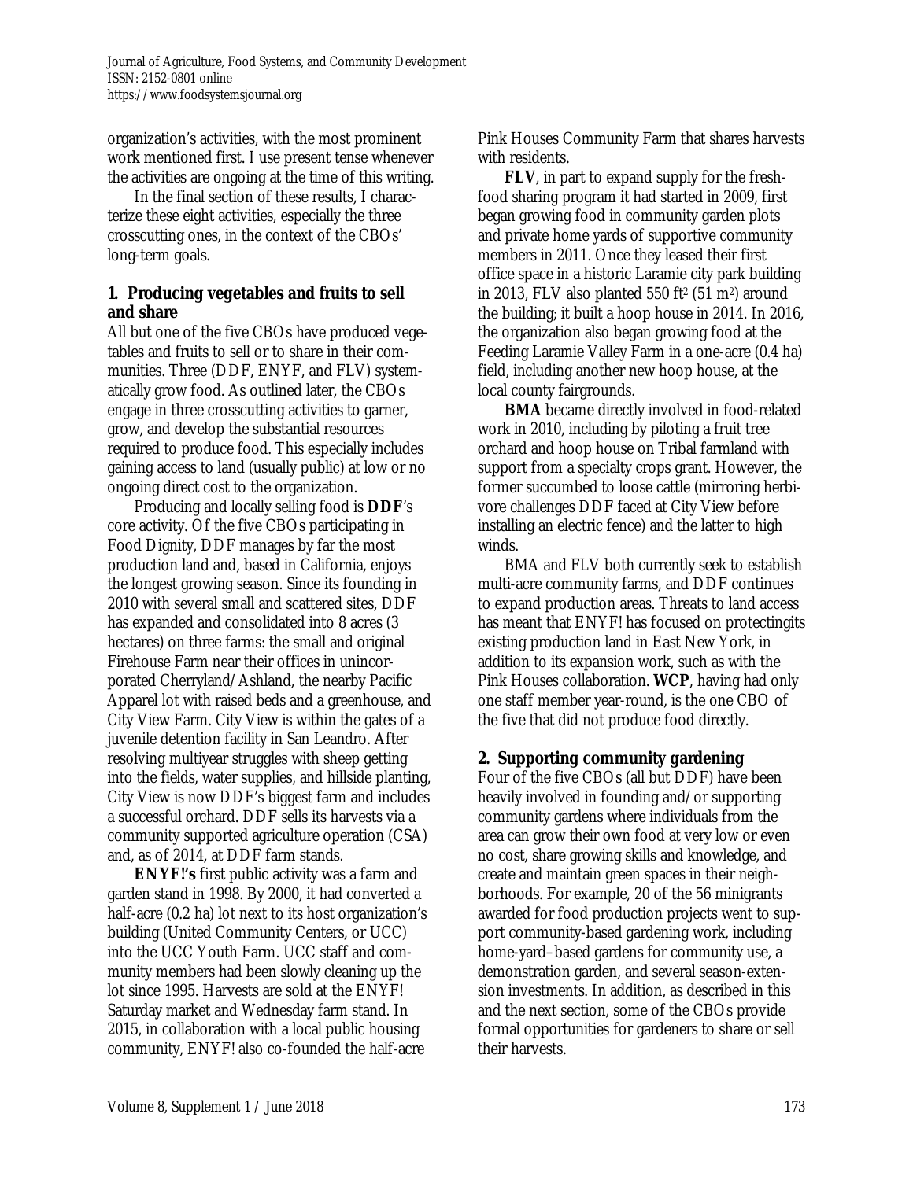organization's activities, with the most prominent work mentioned first. I use present tense whenever the activities are ongoing at the time of this writing.

In the final section of these results, I characterize these eight activities, especially the three crosscutting ones, in the context of the CBOs' long-term goals.

### 1. Producing vegetables and fruits to sell and share

All but one of the five CBOs have produced vegetables and fruits to sell or to share in their communities. Three (DDF, ENYF, and FLV) systematically grow food. As outlined later, the CBOs engage in three crosscutting activities to garner, grow, and develop the substantial resources required to produce food. This especially includes gaining access to land (usually public) at low or no ongoing direct cost to the organization.

Producing and locally selling food is **DDF**'s core activity. Of the five CBOs participating in Food Dignity, DDF manages by far the most production land and, based in California, enjoys the longest growing season. Since its founding in 2010 with several small and scattered sites, DDF has expanded and consolidated into 8 acres (3 hectares) on three farms: the small and original Firehouse Farm near their offices in unincorporated Cherryland/Ashland, the nearby Pacific Apparel lot with raised beds and a greenhouse, and City View Farm. City View is within the gates of a juvenile detention facility in San Leandro. After resolving multiyear struggles with sheep getting into the fields, water supplies, and hillside planting, City View is now DDF's biggest farm and includes a successful orchard. DDF sells its harvests via a community supported agriculture operation (CSA) and, as of 2014, at DDF farm stands.

**ENYF!'s** first public activity was a farm and garden stand in 1998. By 2000, it had converted a half-acre (0.2 ha) lot next to its host organization's building (United Community Centers, or UCC) into the UCC Youth Farm. UCC staff and community members had been slowly cleaning up the lot since 1995. Harvests are sold at the ENYF! Saturday market and Wednesday farm stand. In 2015, in collaboration with a local public housing community, ENYF! also co-founded the half-acre Pink Houses Community Farm that shares harvests with residents.

**FLV**, in part to expand supply for the fresh-food sharing program it had started in 2009, first began growing food in community garden plots and private home yards of supportive community members in 2011. Once they leased their first office space in a historic Laramie city park building in 2013, FLV also planted 550 ft$^2$ (51 m$^2$) around the building; it built a hoop house in 2014. In 2016, the organization also began growing food at the Feeding Laramie Valley Farm in a one-acre (0.4 ha) field, including another new hoop house, at the local county fairgrounds.

**BMA** became directly involved in food-related work in 2010, including by piloting a fruit tree orchard and hoop house on Tribal farmland with support from a specialty crops grant. However, the former succumbed to loose cattle (mirroring herbivore challenges DDF faced at City View before installing an electric fence) and the latter to high winds.

BMA and FLV both currently seek to establish multi-acre community farms, and DDF continues to expand production areas. Threats to land access has meant that ENYF! has focused on protectingits existing production land in East New York, in addition to its expansion work, such as with the Pink Houses collaboration. **WCP**, having had only one staff member year-round, is the one CBO of the five that did not produce food directly.

### 2. Supporting community gardening

Four of the five CBOs (all but DDF) have been heavily involved in founding and/or supporting community gardens where individuals from the area can grow their own food at very low or even no cost, share growing skills and knowledge, and create and maintain green spaces in their neighborhoods. For example, 20 of the 56 minigrants awarded for food production projects went to support community-based gardening work, including home-yard–based gardens for community use, a demonstration garden, and several season-extension investments. In addition, as described in this and the next section, some of the CBOs provide formal opportunities for gardeners to share or sell their harvests.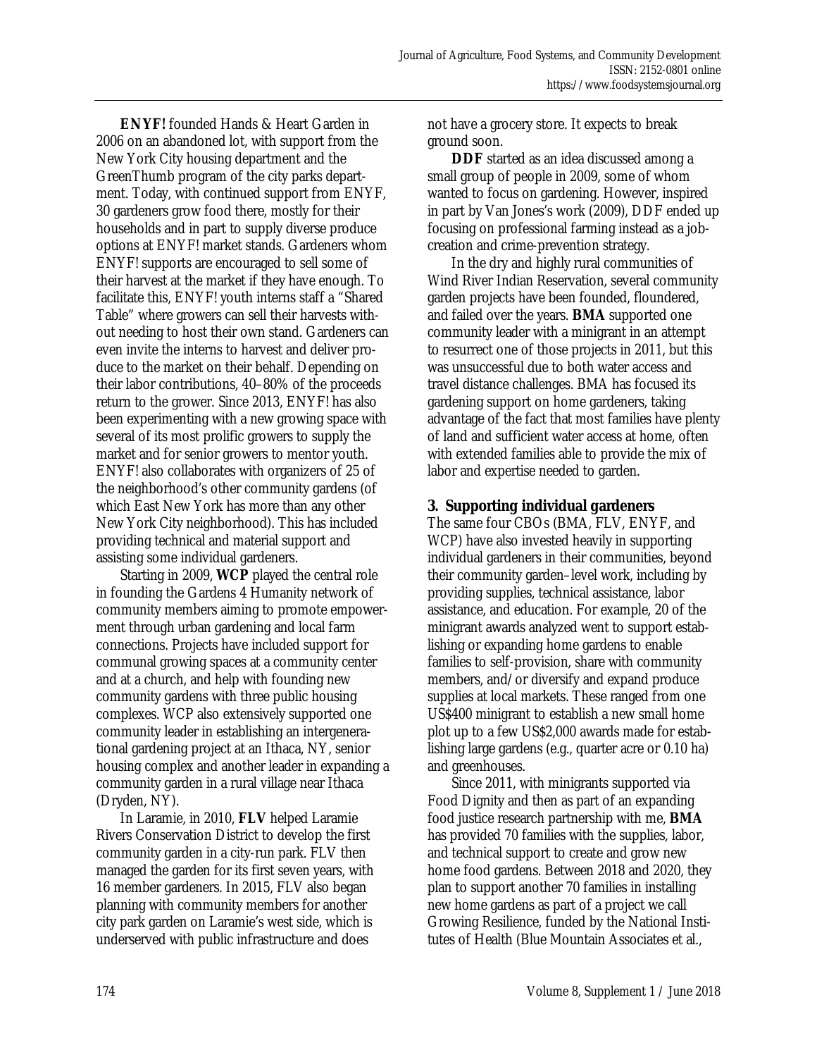**ENYF!** founded Hands & Heart Garden in 2006 on an abandoned lot, with support from the New York City housing department and the GreenThumb program of the city parks department. Today, with continued support from ENYF, 30 gardeners grow food there, mostly for their households and in part to supply diverse produce options at ENYF! market stands. Gardeners whom ENYF! supports are encouraged to sell some of their harvest at the market if they have enough. To facilitate this, ENYF! youth interns staff a "Shared Table" where growers can sell their harvests without needing to host their own stand. Gardeners can even invite the interns to harvest and deliver produce to the market on their behalf. Depending on their labor contributions, 40–80% of the proceeds return to the grower. Since 2013, ENYF! has also been experimenting with a new growing space with several of its most prolific growers to supply the market and for senior growers to mentor youth. ENYF! also collaborates with organizers of 25 of the neighborhood's other community gardens (of which East New York has more than any other New York City neighborhood). This has included providing technical and material support and assisting some individual gardeners.

Starting in 2009, **WCP** played the central role in founding the Gardens 4 Humanity network of community members aiming to promote empowerment through urban gardening and local farm connections. Projects have included support for communal growing spaces at a community center and at a church, and help with founding new community gardens with three public housing complexes. WCP also extensively supported one community leader in establishing an intergenerational gardening project at an Ithaca, NY, senior housing complex and another leader in expanding a community garden in a rural village near Ithaca (Dryden, NY).

In Laramie, in 2010, **FLV** helped Laramie Rivers Conservation District to develop the first community garden in a city-run park. FLV then managed the garden for its first seven years, with 16 member gardeners. In 2015, FLV also began planning with community members for another city park garden on Laramie's west side, which is underserved with public infrastructure and does not have a grocery store. It expects to break ground soon.

**DDF** started as an idea discussed among a small group of people in 2009, some of whom wanted to focus on gardening. However, inspired in part by Van Jones's work (2009), DDF ended up focusing on professional farming instead as a job-creation and crime-prevention strategy.

In the dry and highly rural communities of Wind River Indian Reservation, several community garden projects have been founded, floundered, and failed over the years. **BMA** supported one community leader with a minigrant in an attempt to resurrect one of those projects in 2011, but this was unsuccessful due to both water access and travel distance challenges. BMA has focused its gardening support on home gardeners, taking advantage of the fact that most families have plenty of land and sufficient water access at home, often with extended families able to provide the mix of labor and expertise needed to garden.

## 3. Supporting individual gardeners

The same four CBOs (BMA, FLV, ENYF, and WCP) have also invested heavily in supporting individual gardeners in their communities, beyond their community garden–level work, including by providing supplies, technical assistance, labor assistance, and education. For example, 20 of the minigrant awards analyzed went to support establishing or expanding home gardens to enable families to self-provision, share with community members, and/or diversify and expand produce supplies at local markets. These ranged from one US$400 minigrant to establish a new small home plot up to a few US$2,000 awards made for establishing large gardens (e.g., quarter acre or 0.10 ha) and greenhouses.

Since 2011, with minigrants supported via Food Dignity and then as part of an expanding food justice research partnership with me, **BMA** has provided 70 families with the supplies, labor, and technical support to create and grow new home food gardens. Between 2018 and 2020, they plan to support another 70 families in installing new home gardens as part of a project we call Growing Resilience, funded by the National Institutes of Health (Blue Mountain Associates et al.,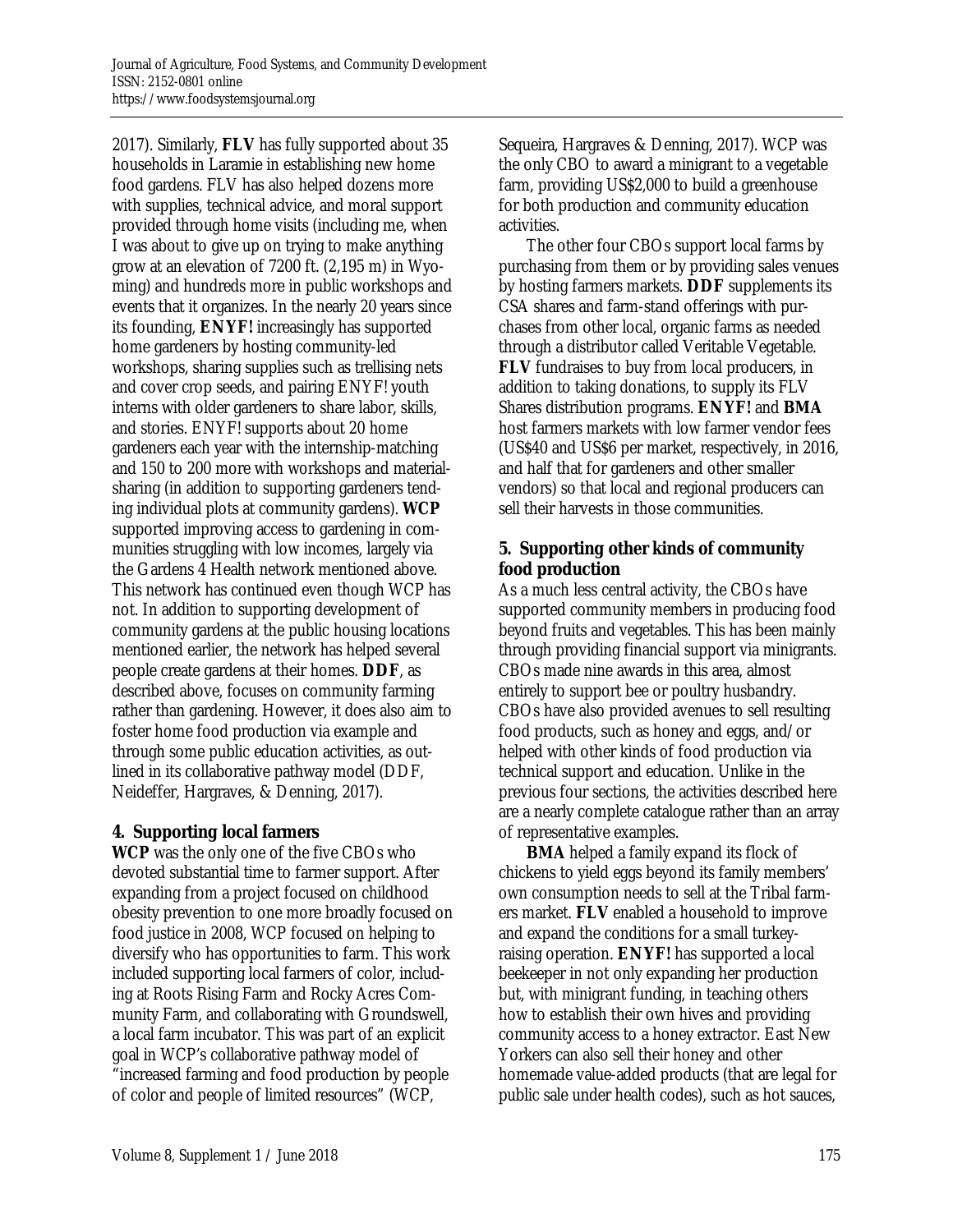2017). Similarly, **FLV** has fully supported about 35 households in Laramie in establishing new home food gardens. FLV has also helped dozens more with supplies, technical advice, and moral support provided through home visits (including me, when I was about to give up on trying to make anything grow at an elevation of 7200 ft. (2,195 m) in Wyoming) and hundreds more in public workshops and events that it organizes. In the nearly 20 years since its founding, **ENYF!** increasingly has supported home gardeners by hosting community-led workshops, sharing supplies such as trellising nets and cover crop seeds, and pairing ENYF! youth interns with older gardeners to share labor, skills, and stories. ENYF! supports about 20 home gardeners each year with the internship-matching and 150 to 200 more with workshops and material-sharing (in addition to supporting gardeners tending individual plots at community gardens). **WCP** supported improving access to gardening in communities struggling with low incomes, largely via the Gardens 4 Health network mentioned above. This network has continued even though WCP has not. In addition to supporting development of community gardens at the public housing locations mentioned earlier, the network has helped several people create gardens at their homes. **DDF**, as described above, focuses on community farming rather than gardening. However, it does also aim to foster home food production via example and through some public education activities, as outlined in its collaborative pathway model (DDF, Neideffer, Hargraves, & Denning, 2017).

## 4. Supporting local farmers

**WCP** was the only one of the five CBOs who devoted substantial time to farmer support. After expanding from a project focused on childhood obesity prevention to one more broadly focused on food justice in 2008, WCP focused on helping to diversify who has opportunities to farm. This work included supporting local farmers of color, including at Roots Rising Farm and Rocky Acres Community Farm, and collaborating with Groundswell, a local farm incubator. This was part of an explicit goal in WCP's collaborative pathway model of "increased farming and food production by people of color and people of limited resources" (WCP, Sequeira, Hargraves & Denning, 2017). WCP was the only CBO to award a minigrant to a vegetable farm, providing US$2,000 to build a greenhouse for both production and community education activities.

The other four CBOs support local farms by purchasing from them or by providing sales venues by hosting farmers markets. **DDF** supplements its CSA shares and farm-stand offerings with purchases from other local, organic farms as needed through a distributor called Veritable Vegetable. **FLV** fundraises to buy from local producers, in addition to taking donations, to supply its FLV Shares distribution programs. **ENYF!** and **BMA** host farmers markets with low farmer vendor fees (US$40 and US$6 per market, respectively, in 2016, and half that for gardeners and other smaller vendors) so that local and regional producers can sell their harvests in those communities.

## 5. Supporting other kinds of community food production

As a much less central activity, the CBOs have supported community members in producing food beyond fruits and vegetables. This has been mainly through providing financial support via minigrants. CBOs made nine awards in this area, almost entirely to support bee or poultry husbandry. CBOs have also provided avenues to sell resulting food products, such as honey and eggs, and/or helped with other kinds of food production via technical support and education. Unlike in the previous four sections, the activities described here are a nearly complete catalogue rather than an array of representative examples.

**BMA** helped a family expand its flock of chickens to yield eggs beyond its family members' own consumption needs to sell at the Tribal farmers market. **FLV** enabled a household to improve and expand the conditions for a small turkey-raising operation. **ENYF!** has supported a local beekeeper in not only expanding her production but, with minigrant funding, in teaching others how to establish their own hives and providing community access to a honey extractor. East New Yorkers can also sell their honey and other homemade value-added products (that are legal for public sale under health codes), such as hot sauces,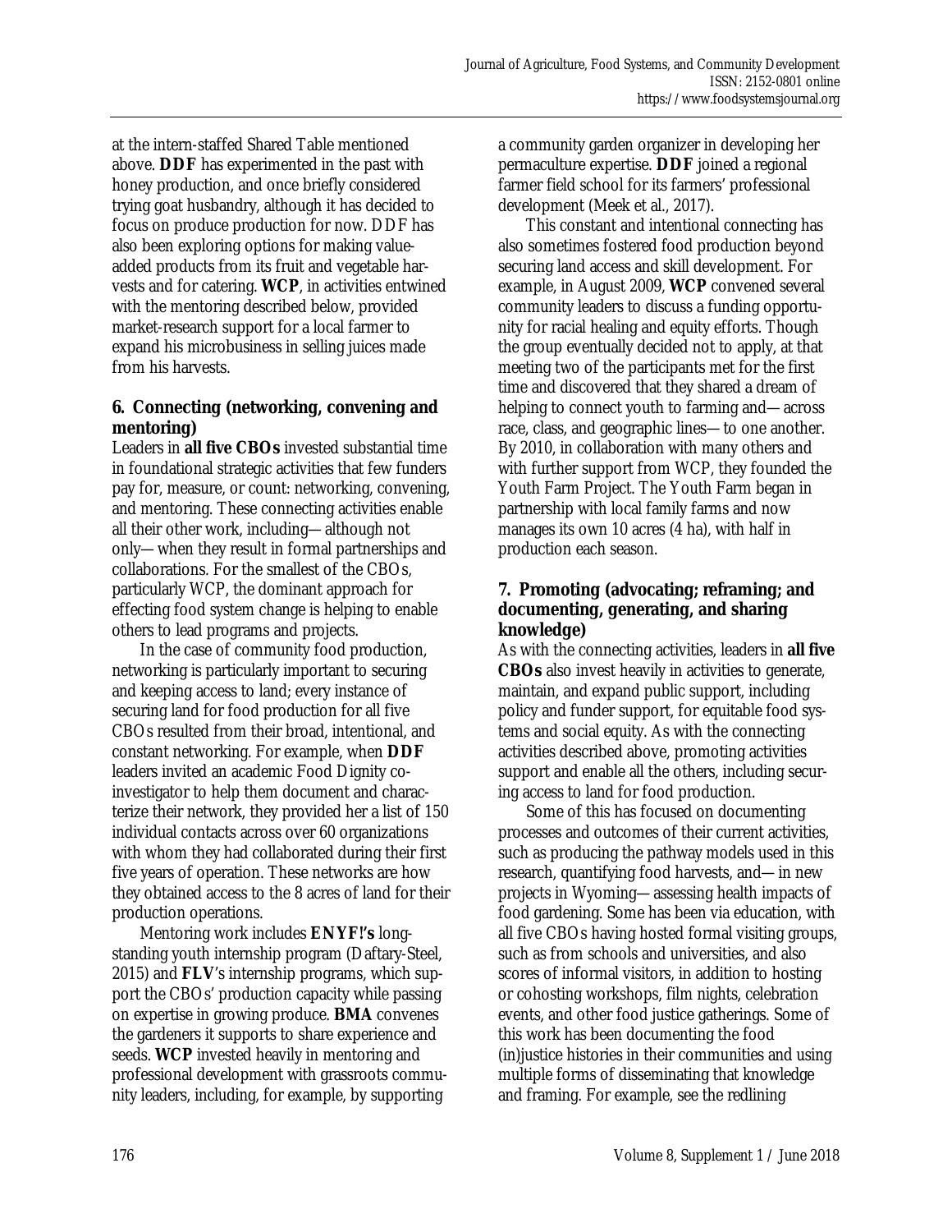at the intern-staffed Shared Table mentioned above. **DDF** has experimented in the past with honey production, and once briefly considered trying goat husbandry, although it has decided to focus on produce production for now. DDF has also been exploring options for making value-added products from its fruit and vegetable harvests and for catering. **WCP**, in activities entwined with the mentoring described below, provided market-research support for a local farmer to expand his microbusiness in selling juices made from his harvests.

### 6. Connecting (networking, convening and mentoring)

Leaders in **all five CBOs** invested substantial time in foundational strategic activities that few funders pay for, measure, or count: networking, convening, and mentoring. These connecting activities enable all their other work, including—although not only—when they result in formal partnerships and collaborations. For the smallest of the CBOs, particularly WCP, the dominant approach for effecting food system change is helping to enable others to lead programs and projects.

In the case of community food production, networking is particularly important to securing and keeping access to land; every instance of securing land for food production for all five CBOs resulted from their broad, intentional, and constant networking. For example, when **DDF** leaders invited an academic Food Dignity co-investigator to help them document and characterize their network, they provided her a list of 150 individual contacts across over 60 organizations with whom they had collaborated during their first five years of operation. These networks are how they obtained access to the 8 acres of land for their production operations.

Mentoring work includes **ENYF!'s** long-standing youth internship program (Daftary-Steel, 2015) and **FLV**'s internship programs, which support the CBOs' production capacity while passing on expertise in growing produce. **BMA** convenes the gardeners it supports to share experience and seeds. **WCP** invested heavily in mentoring and professional development with grassroots community leaders, including, for example, by supporting a community garden organizer in developing her permaculture expertise. **DDF** joined a regional farmer field school for its farmers' professional development (Meek et al., 2017).

This constant and intentional connecting has also sometimes fostered food production beyond securing land access and skill development. For example, in August 2009, **WCP** convened several community leaders to discuss a funding opportunity for racial healing and equity efforts. Though the group eventually decided not to apply, at that meeting two of the participants met for the first time and discovered that they shared a dream of helping to connect youth to farming and—across race, class, and geographic lines—to one another. By 2010, in collaboration with many others and with further support from WCP, they founded the Youth Farm Project. The Youth Farm began in partnership with local family farms and now manages its own 10 acres (4 ha), with half in production each season.

### 7. Promoting (advocating; reframing; and documenting, generating, and sharing knowledge)

As with the connecting activities, leaders in **all five CBOs** also invest heavily in activities to generate, maintain, and expand public support, including policy and funder support, for equitable food systems and social equity. As with the connecting activities described above, promoting activities support and enable all the others, including securing access to land for food production.

Some of this has focused on documenting processes and outcomes of their current activities, such as producing the pathway models used in this research, quantifying food harvests, and—in new projects in Wyoming—assessing health impacts of food gardening. Some has been via education, with all five CBOs having hosted formal visiting groups, such as from schools and universities, and also scores of informal visitors, in addition to hosting or cohosting workshops, film nights, celebration events, and other food justice gatherings. Some of this work has been documenting the food (in)justice histories in their communities and using multiple forms of disseminating that knowledge and framing. For example, see the redlining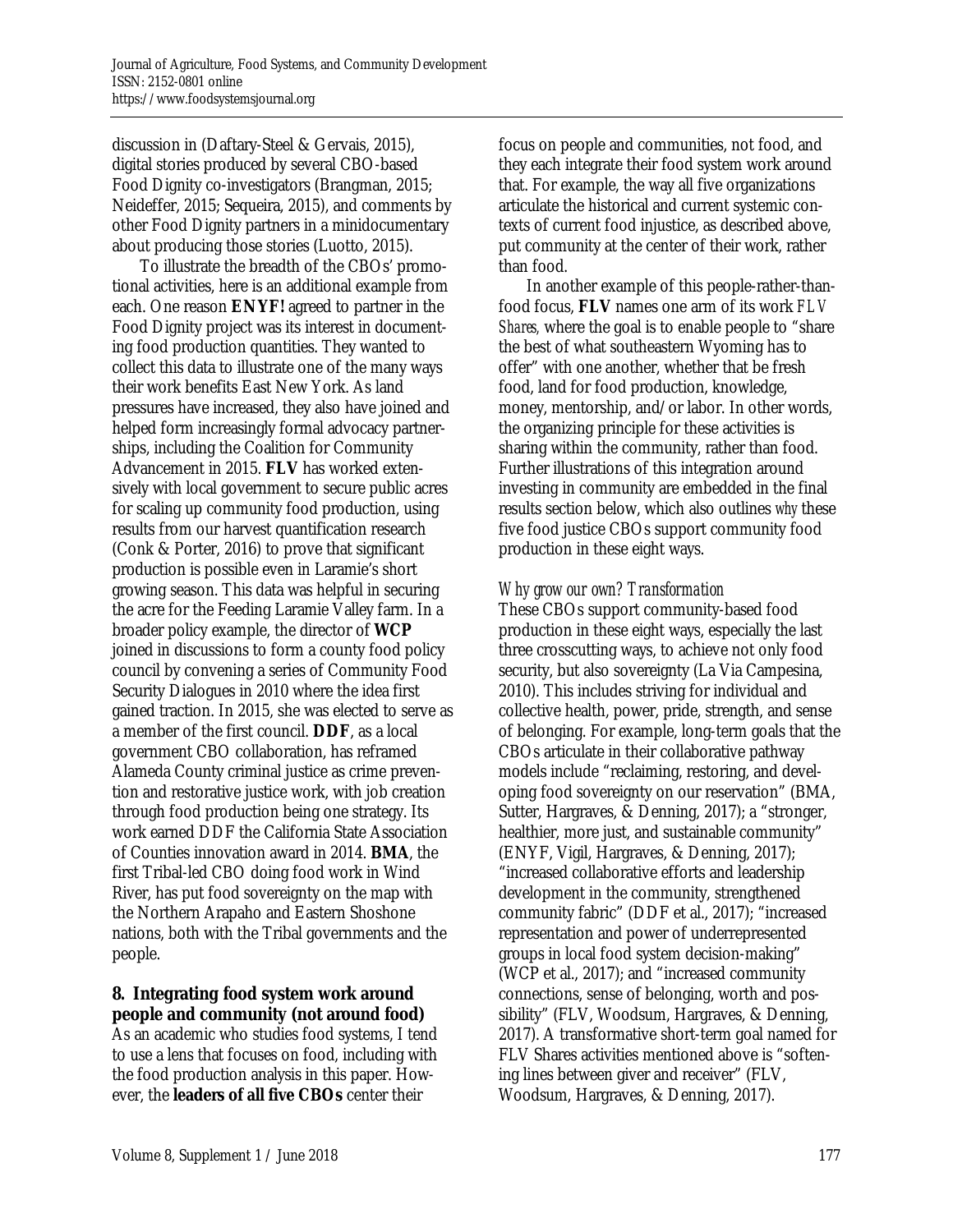discussion in (Daftary-Steel & Gervais, 2015), digital stories produced by several CBO-based Food Dignity co-investigators (Brangman, 2015; Neideffer, 2015; Sequeira, 2015), and comments by other Food Dignity partners in a minidocumentary about producing those stories (Luotto, 2015).

To illustrate the breadth of the CBOs' promotional activities, here is an additional example from each. One reason **ENYF!** agreed to partner in the Food Dignity project was its interest in documenting food production quantities. They wanted to collect this data to illustrate one of the many ways their work benefits East New York. As land pressures have increased, they also have joined and helped form increasingly formal advocacy partnerships, including the Coalition for Community Advancement in 2015. **FLV** has worked extensively with local government to secure public acres for scaling up community food production, using results from our harvest quantification research (Conk & Porter, 2016) to prove that significant production is possible even in Laramie's short growing season. This data was helpful in securing the acre for the Feeding Laramie Valley farm. In a broader policy example, the director of **WCP** joined in discussions to form a county food policy council by convening a series of Community Food Security Dialogues in 2010 where the idea first gained traction. In 2015, she was elected to serve as a member of the first council. **DDF**, as a local government CBO collaboration, has reframed Alameda County criminal justice as crime prevention and restorative justice work, with job creation through food production being one strategy. Its work earned DDF the California State Association of Counties innovation award in 2014. **BMA**, the first Tribal-led CBO doing food work in Wind River, has put food sovereignty on the map with the Northern Arapaho and Eastern Shoshone nations, both with the Tribal governments and the people.

### 8. Integrating food system work around people and community (not around food)

As an academic who studies food systems, I tend to use a lens that focuses on food, including with the food production analysis in this paper. However, the **leaders of all five CBOs** center their focus on people and communities, not food, and they each integrate their food system work around that. For example, the way all five organizations articulate the historical and current systemic contexts of current food injustice, as described above, put community at the center of their work, rather than food.

In another example of this people-rather-than-food focus, **FLV** names one arm of its work *FLV Shares*, where the goal is to enable people to "share the best of what southeastern Wyoming has to offer" with one another, whether that be fresh food, land for food production, knowledge, money, mentorship, and/or labor. In other words, the organizing principle for these activities is sharing within the community, rather than food. Further illustrations of this integration around investing in community are embedded in the final results section below, which also outlines *why* these five food justice CBOs support community food production in these eight ways.

#### *Why grow our own? Transformation*

These CBOs support community-based food production in these eight ways, especially the last three crosscutting ways, to achieve not only food security, but also sovereignty (La Via Campesina, 2010). This includes striving for individual and collective health, power, pride, strength, and sense of belonging. For example, long-term goals that the CBOs articulate in their collaborative pathway models include "reclaiming, restoring, and developing food sovereignty on our reservation" (BMA, Sutter, Hargraves, & Denning, 2017); a "stronger, healthier, more just, and sustainable community" (ENYF, Vigil, Hargraves, & Denning, 2017); "increased collaborative efforts and leadership development in the community, strengthened community fabric" (DDF et al., 2017); "increased representation and power of underrepresented groups in local food system decision-making" (WCP et al., 2017); and "increased community connections, sense of belonging, worth and possibility" (FLV, Woodsum, Hargraves, & Denning, 2017). A transformative short-term goal named for FLV Shares activities mentioned above is "softening lines between giver and receiver" (FLV, Woodsum, Hargraves, & Denning, 2017).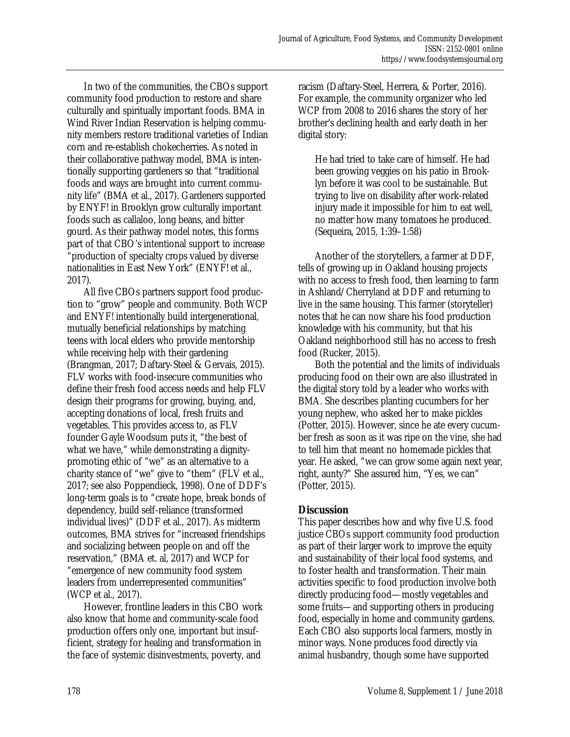In two of the communities, the CBOs support community food production to restore and share culturally and spiritually important foods. BMA in Wind River Indian Reservation is helping community members restore traditional varieties of Indian corn and re-establish chokecherries. As noted in their collaborative pathway model, BMA is intentionally supporting gardeners so that "traditional foods and ways are brought into current community life" (BMA et al., 2017). Gardeners supported by ENYF! in Brooklyn grow culturally important foods such as callaloo, long beans, and bitter gourd. As their pathway model notes, this forms part of that CBO's intentional support to increase "production of specialty crops valued by diverse nationalities in East New York" (ENYF! et al., 2017).

All five CBOs partners support food production to "grow" people and community. Both WCP and ENYF! intentionally build intergenerational, mutually beneficial relationships by matching teens with local elders who provide mentorship while receiving help with their gardening (Brangman, 2017; Daftary-Steel & Gervais, 2015). FLV works with food-insecure communities who define their fresh food access needs and help FLV design their programs for growing, buying, and, accepting donations of local, fresh fruits and vegetables. This provides access to, as FLV founder Gayle Woodsum puts it, "the best of what we have," while demonstrating a dignity-promoting ethic of "we" as an alternative to a charity stance of "we" give to "them" (FLV et al., 2017; see also Poppendieck, 1998). One of DDF's long-term goals is to "create hope, break bonds of dependency, build self-reliance (transformed individual lives)" (DDF et al., 2017). As midterm outcomes, BMA strives for "increased friendships and socializing between people on and off the reservation," (BMA et. al, 2017) and WCP for "emergence of new community food system leaders from underrepresented communities" (WCP et al., 2017).

However, frontline leaders in this CBO work also know that home and community-scale food production offers only one, important but insufficient, strategy for healing and transformation in the face of systemic disinvestments, poverty, and racism (Daftary-Steel, Herrera, & Porter, 2016). For example, the community organizer who led WCP from 2008 to 2016 shares the story of her brother's declining health and early death in her digital story:

> He had tried to take care of himself. He had been growing veggies on his patio in Brooklyn before it was cool to be sustainable. But trying to live on disability after work-related injury made it impossible for him to eat well, no matter how many tomatoes he produced. (Sequeira, 2015, 1:39–1:58)

Another of the storytellers, a farmer at DDF, tells of growing up in Oakland housing projects with no access to fresh food, then learning to farm in Ashland/Cherryland at DDF and returning to live in the same housing. This farmer (storyteller) notes that he can now share his food production knowledge with his community, but that his Oakland neighborhood still has no access to fresh food (Rucker, 2015).

Both the potential and the limits of individuals producing food on their own are also illustrated in the digital story told by a leader who works with BMA. She describes planting cucumbers for her young nephew, who asked her to make pickles (Potter, 2015). However, since he ate every cucumber fresh as soon as it was ripe on the vine, she had to tell him that meant no homemade pickles that year. He asked, "we can grow some again next year, right, aunty?" She assured him, "Yes, we can" (Potter, 2015).

## Discussion

This paper describes how and why five U.S. food justice CBOs support community food production as part of their larger work to improve the equity and sustainability of their local food systems, and to foster health and transformation. Their main activities specific to food production involve both directly producing food—mostly vegetables and some fruits—and supporting others in producing food, especially in home and community gardens. Each CBO also supports local farmers, mostly in minor ways. None produces food directly via animal husbandry, though some have supported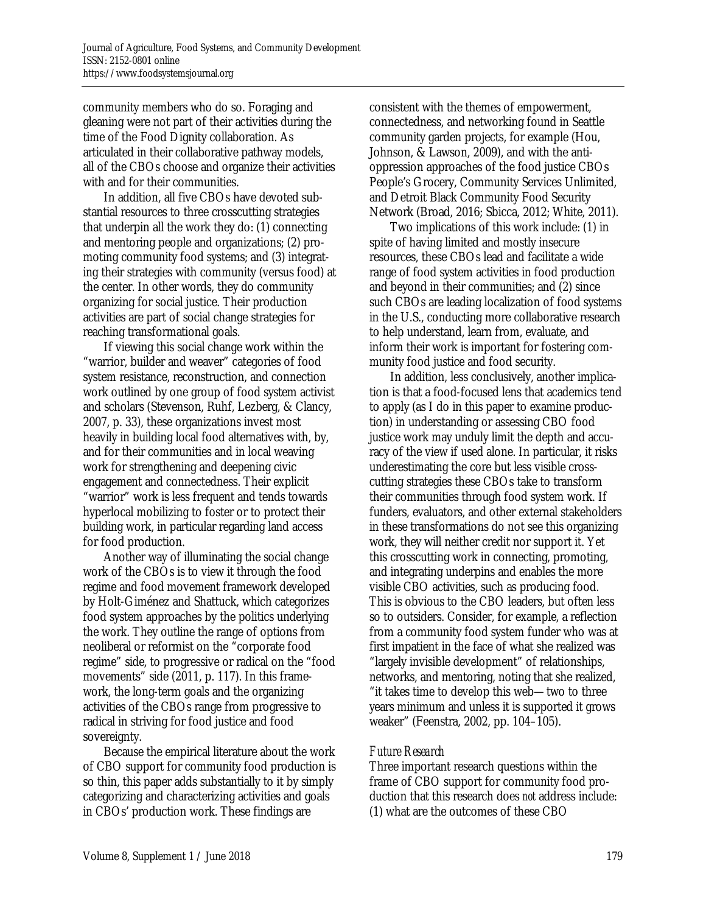community members who do so. Foraging and gleaning were not part of their activities during the time of the Food Dignity collaboration. As articulated in their collaborative pathway models, all of the CBOs choose and organize their activities with and for their communities.

In addition, all five CBOs have devoted substantial resources to three crosscutting strategies that underpin all the work they do: (1) connecting and mentoring people and organizations; (2) promoting community food systems; and (3) integrating their strategies with community (versus food) at the center. In other words, they do community organizing for social justice. Their production activities are part of social change strategies for reaching transformational goals.

If viewing this social change work within the "warrior, builder and weaver" categories of food system resistance, reconstruction, and connection work outlined by one group of food system activist and scholars (Stevenson, Ruhf, Lezberg, & Clancy, 2007, p. 33), these organizations invest most heavily in building local food alternatives with, by, and for their communities and in local weaving work for strengthening and deepening civic engagement and connectedness. Their explicit "warrior" work is less frequent and tends towards hyperlocal mobilizing to foster or to protect their building work, in particular regarding land access for food production.

Another way of illuminating the social change work of the CBOs is to view it through the food regime and food movement framework developed by Holt-Giménez and Shattuck, which categorizes food system approaches by the politics underlying the work. They outline the range of options from neoliberal or reformist on the "corporate food regime" side, to progressive or radical on the "food movements" side (2011, p. 117). In this framework, the long-term goals and the organizing activities of the CBOs range from progressive to radical in striving for food justice and food sovereignty.

Because the empirical literature about the work of CBO support for community food production is so thin, this paper adds substantially to it by simply categorizing and characterizing activities and goals in CBOs' production work. These findings are consistent with the themes of empowerment, connectedness, and networking found in Seattle community garden projects, for example (Hou, Johnson, & Lawson, 2009), and with the anti-oppression approaches of the food justice CBOs People's Grocery, Community Services Unlimited, and Detroit Black Community Food Security Network (Broad, 2016; Sbicca, 2012; White, 2011).

Two implications of this work include: (1) in spite of having limited and mostly insecure resources, these CBOs lead and facilitate a wide range of food system activities in food production and beyond in their communities; and (2) since such CBOs are leading localization of food systems in the U.S., conducting more collaborative research to help understand, learn from, evaluate, and inform their work is important for fostering community food justice and food security.

In addition, less conclusively, another implication is that a food-focused lens that academics tend to apply (as I do in this paper to examine production) in understanding or assessing CBO food justice work may unduly limit the depth and accuracy of the view if used alone. In particular, it risks underestimating the core but less visible crosscutting strategies these CBOs take to transform their communities through food system work. If funders, evaluators, and other external stakeholders in these transformations do not see this organizing work, they will neither credit nor support it. Yet this crosscutting work in connecting, promoting, and integrating underpins and enables the more visible CBO activities, such as producing food. This is obvious to the CBO leaders, but often less so to outsiders. Consider, for example, a reflection from a community food system funder who was at first impatient in the face of what she realized was "largely invisible development" of relationships, networks, and mentoring, noting that she realized, "it takes time to develop this web—two to three years minimum and unless it is supported it grows weaker" (Feenstra, 2002, pp. 104–105).

### *Future Research*

Three important research questions within the frame of CBO support for community food production that this research does *not* address include: (1) what are the outcomes of these CBO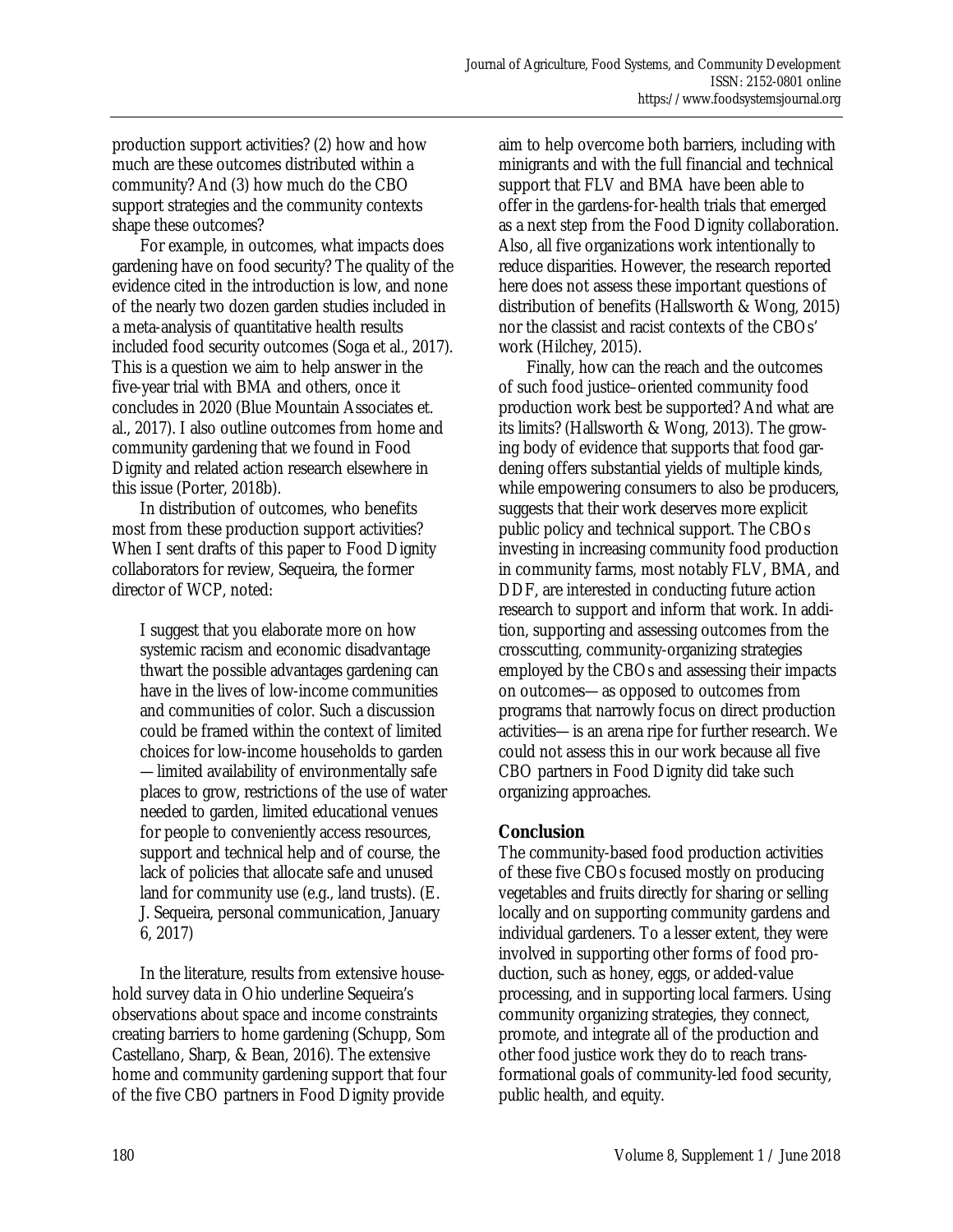production support activities? (2) how and how much are these outcomes distributed within a community? And (3) how much do the CBO support strategies and the community contexts shape these outcomes?

For example, in outcomes, what impacts does gardening have on food security? The quality of the evidence cited in the introduction is low, and none of the nearly two dozen garden studies included in a meta-analysis of quantitative health results included food security outcomes (Soga et al., 2017). This is a question we aim to help answer in the five-year trial with BMA and others, once it concludes in 2020 (Blue Mountain Associates et. al., 2017). I also outline outcomes from home and community gardening that we found in Food Dignity and related action research elsewhere in this issue (Porter, 2018b).

In distribution of outcomes, who benefits most from these production support activities? When I sent drafts of this paper to Food Dignity collaborators for review, Sequeira, the former director of WCP, noted:

> I suggest that you elaborate more on how systemic racism and economic disadvantage thwart the possible advantages gardening can have in the lives of low-income communities and communities of color. Such a discussion could be framed within the context of limited choices for low-income households to garden —limited availability of environmentally safe places to grow, restrictions of the use of water needed to garden, limited educational venues for people to conveniently access resources, support and technical help and of course, the lack of policies that allocate safe and unused land for community use (e.g., land trusts). (E. J. Sequeira, personal communication, January 6, 2017)

In the literature, results from extensive household survey data in Ohio underline Sequeira's observations about space and income constraints creating barriers to home gardening (Schupp, Som Castellano, Sharp, & Bean, 2016). The extensive home and community gardening support that four of the five CBO partners in Food Dignity provide aim to help overcome both barriers, including with minigrants and with the full financial and technical support that FLV and BMA have been able to offer in the gardens-for-health trials that emerged as a next step from the Food Dignity collaboration. Also, all five organizations work intentionally to reduce disparities. However, the research reported here does not assess these important questions of distribution of benefits (Hallsworth & Wong, 2015) nor the classist and racist contexts of the CBOs' work (Hilchey, 2015).

Finally, how can the reach and the outcomes of such food justice–oriented community food production work best be supported? And what are its limits? (Hallsworth & Wong, 2013). The growing body of evidence that supports that food gardening offers substantial yields of multiple kinds, while empowering consumers to also be producers, suggests that their work deserves more explicit public policy and technical support. The CBOs investing in increasing community food production in community farms, most notably FLV, BMA, and DDF, are interested in conducting future action research to support and inform that work. In addition, supporting and assessing outcomes from the crosscutting, community-organizing strategies employed by the CBOs and assessing their impacts on outcomes—as opposed to outcomes from programs that narrowly focus on direct production activities—is an arena ripe for further research. We could not assess this in our work because all five CBO partners in Food Dignity did take such organizing approaches.

## Conclusion

The community-based food production activities of these five CBOs focused mostly on producing vegetables and fruits directly for sharing or selling locally and on supporting community gardens and individual gardeners. To a lesser extent, they were involved in supporting other forms of food production, such as honey, eggs, or added-value processing, and in supporting local farmers. Using community organizing strategies, they connect, promote, and integrate all of the production and other food justice work they do to reach transformational goals of community-led food security, public health, and equity.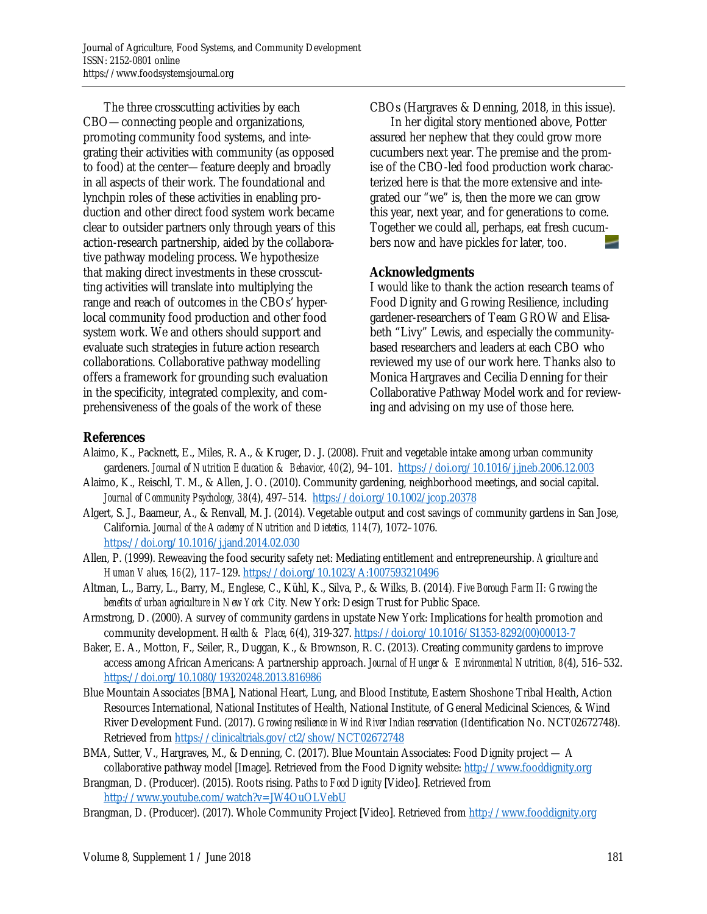The three crosscutting activities by each CBO—connecting people and organizations, promoting community food systems, and integrating their activities with community (as opposed to food) at the center—feature deeply and broadly in all aspects of their work. The foundational and lynchpin roles of these activities in enabling production and other direct food system work became clear to outsider partners only through years of this action-research partnership, aided by the collaborative pathway modeling process. We hypothesize that making direct investments in these crosscutting activities will translate into multiplying the range and reach of outcomes in the CBOs' hyperlocal community food production and other food system work. We and others should support and evaluate such strategies in future action research collaborations. Collaborative pathway modelling offers a framework for grounding such evaluation in the specificity, integrated complexity, and comprehensiveness of the goals of the work of these CBOs (Hargraves & Denning, 2018, in this issue).

In her digital story mentioned above, Potter assured her nephew that they could grow more cucumbers next year. The premise and the promise of the CBO-led food production work characterized here is that the more extensive and integrated our "we" is, then the more we can grow this year, next year, and for generations to come. Together we could all, perhaps, eat fresh cucumbers now and have pickles for later, too.

## Acknowledgments

I would like to thank the action research teams of Food Dignity and Growing Resilience, including gardener-researchers of Team GROW and Elisabeth "Livy" Lewis, and especially the community-based researchers and leaders at each CBO who reviewed my use of our work here. Thanks also to Monica Hargraves and Cecilia Denning for their Collaborative Pathway Model work and for reviewing and advising on my use of those here.

## References

Alaimo, K., Packnett, E., Miles, R. A., & Kruger, D. J. (2008). Fruit and vegetable intake among urban community gardeners. *Journal of Nutrition Education & Behavior, 40*(2), 94–101. https://doi.org/10.1016/j.jneb.2006.12.003

Alaimo, K., Reischl, T. M., & Allen, J. O. (2010). Community gardening, neighborhood meetings, and social capital. *Journal of Community Psychology, 38*(4), 497–514. https://doi.org/10.1002/jcop.20378

Algert, S. J., Baameur, A., & Renvall, M. J. (2014). Vegetable output and cost savings of community gardens in San Jose, California. *Journal of the Academy of Nutrition and Dietetics, 114*(7), 1072–1076. https://doi.org/10.1016/j.jand.2014.02.030

Allen, P. (1999). Reweaving the food security safety net: Mediating entitlement and entrepreneurship. *Agriculture and Human Values, 16*(2), 117–129. https://doi.org/10.1023/A:1007593210496

Altman, L., Barry, L., Barry, M., Englese, C., Kühl, K., Silva, P., & Wilks, B. (2014). *Five Borough Farm II: Growing the benefits of urban agriculture in New York City.* New York: Design Trust for Public Space.

Armstrong, D. (2000). A survey of community gardens in upstate New York: Implications for health promotion and community development. *Health & Place, 6*(4), 319-327. https://doi.org/10.1016/S1353-8292(00)00013-7

Baker, E. A., Motton, F., Seiler, R., Duggan, K., & Brownson, R. C. (2013). Creating community gardens to improve access among African Americans: A partnership approach. *Journal of Hunger & Environmental Nutrition, 8*(4), 516–532. https://doi.org/10.1080/19320248.2013.816986

Blue Mountain Associates [BMA], National Heart, Lung, and Blood Institute, Eastern Shoshone Tribal Health, Action Resources International, National Institutes of Health, National Institute, of General Medicinal Sciences, & Wind River Development Fund. (2017). *Growing resilience in Wind River Indian reservation* (Identification No. NCT02672748). Retrieved from https://clinicaltrials.gov/ct2/show/NCT02672748

BMA, Sutter, V., Hargraves, M., & Denning, C. (2017). Blue Mountain Associates: Food Dignity project — A collaborative pathway model [Image]. Retrieved from the Food Dignity website: http://www.fooddignity.org

Brangman, D. (Producer). (2015). Roots rising. *Paths to Food Dignity* [Video]. Retrieved from http://www.youtube.com/watch?v=JW4OuOLVebU

Brangman, D. (Producer). (2017). Whole Community Project [Video]. Retrieved from http://www.fooddignity.org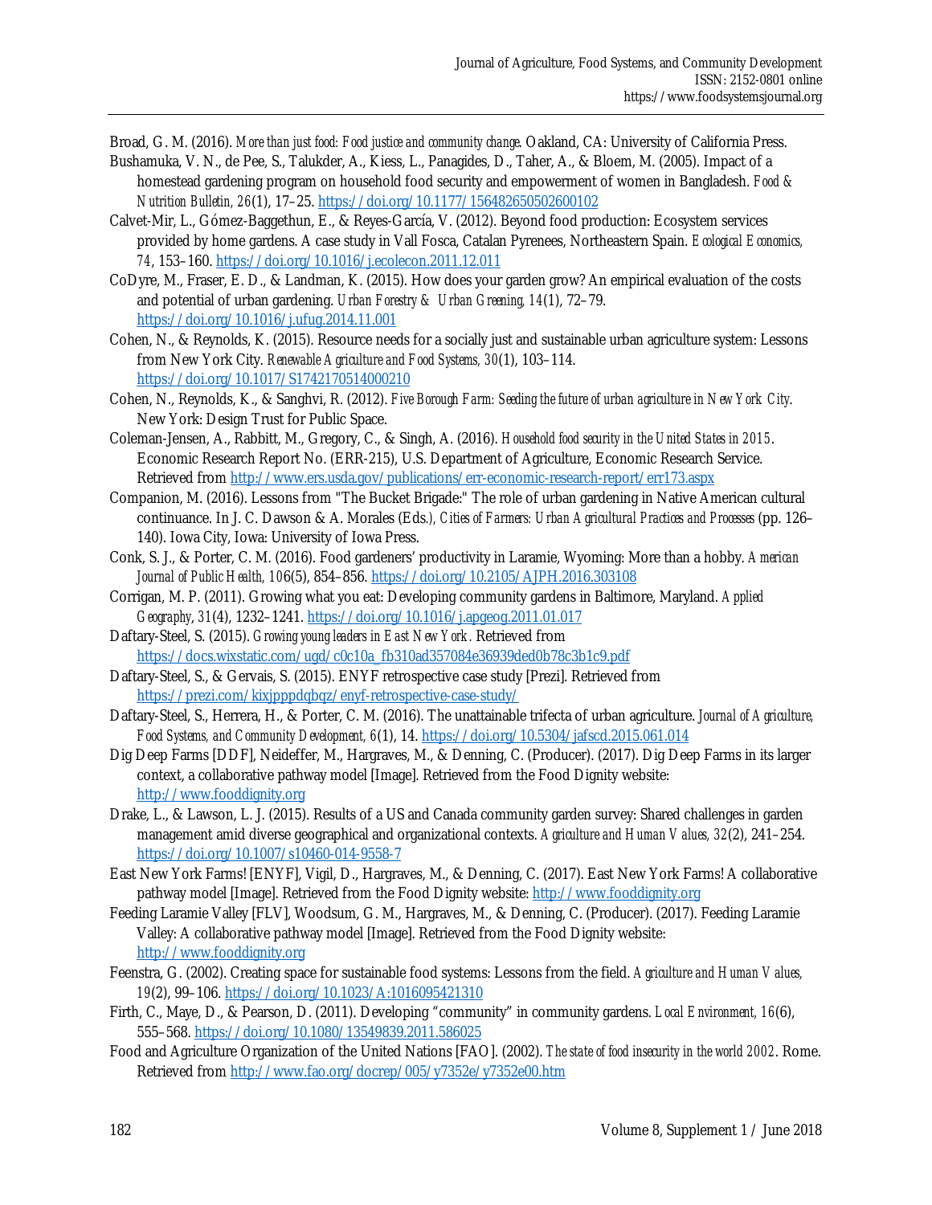Broad, G. M. (2016). *More than just food: Food justice and community change*. Oakland, CA: University of California Press.

Bushamuka, V. N., de Pee, S., Talukder, A., Kiess, L., Panagides, D., Taher, A., & Bloem, M. (2005). Impact of a homestead gardening program on household food security and empowerment of women in Bangladesh. *Food & Nutrition Bulletin, 26*(1), 17–25. https://doi.org/10.1177/156482650502600102

Calvet-Mir, L., Gómez-Baggethun, E., & Reyes-García, V. (2012). Beyond food production: Ecosystem services provided by home gardens. A case study in Vall Fosca, Catalan Pyrenees, Northeastern Spain. *Ecological Economics, 74*, 153–160. https://doi.org/10.1016/j.ecolecon.2011.12.011

CoDyre, M., Fraser, E. D., & Landman, K. (2015). How does your garden grow? An empirical evaluation of the costs and potential of urban gardening. *Urban Forestry & Urban Greening, 14*(1), 72–79. https://doi.org/10.1016/j.ufug.2014.11.001

Cohen, N., & Reynolds, K. (2015). Resource needs for a socially just and sustainable urban agriculture system: Lessons from New York City. *Renewable Agriculture and Food Systems, 30*(1), 103–114. https://doi.org/10.1017/S1742170514000210

Cohen, N., Reynolds, K., & Sanghvi, R. (2012). *Five Borough Farm: Seeding the future of urban agriculture in New York City*. New York: Design Trust for Public Space.

Coleman-Jensen, A., Rabbitt, M., Gregory, C., & Singh, A. (2016). *Household food security in the United States in 2015*. Economic Research Report No. (ERR-215), U.S. Department of Agriculture, Economic Research Service. Retrieved from http://www.ers.usda.gov/publications/err-economic-research-report/err173.aspx

Companion, M. (2016). Lessons from "The Bucket Brigade:" The role of urban gardening in Native American cultural continuance. In J. C. Dawson & A. Morales (Eds.), *Cities of Farmers: Urban Agricultural Practices and Processes* (pp. 126–140). Iowa City, Iowa: University of Iowa Press.

Conk, S. J., & Porter, C. M. (2016). Food gardeners' productivity in Laramie, Wyoming: More than a hobby. *American Journal of Public Health, 106*(5), 854–856. https://doi.org/10.2105/AJPH.2016.303108

Corrigan, M. P. (2011). Growing what you eat: Developing community gardens in Baltimore, Maryland. *Applied Geography, 31*(4), 1232–1241. https://doi.org/10.1016/j.apgeog.2011.01.017

Daftary-Steel, S. (2015). *Growing young leaders in East New York*. Retrieved from https://docs.wixstatic.com/ugd/c0c10a_fb310ad357084e36939ded0b78c3b1c9.pdf

Daftary-Steel, S., & Gervais, S. (2015). ENYF retrospective case study [Prezi]. Retrieved from https://prezi.com/kixjpppdqbqz/enyf-retrospective-case-study/

Daftary-Steel, S., Herrera, H., & Porter, C. M. (2016). The unattainable trifecta of urban agriculture. *Journal of Agriculture, Food Systems, and Community Development, 6*(1), 14. https://doi.org/10.5304/jafscd.2015.061.014

Dig Deep Farms [DDF], Neideffer, M., Hargraves, M., & Denning, C. (Producer). (2017). Dig Deep Farms in its larger context, a collaborative pathway model [Image]. Retrieved from the Food Dignity website: http://www.fooddignity.org

Drake, L., & Lawson, L. J. (2015). Results of a US and Canada community garden survey: Shared challenges in garden management amid diverse geographical and organizational contexts. *Agriculture and Human Values, 32*(2), 241–254. https://doi.org/10.1007/s10460-014-9558-7

East New York Farms! [ENYF], Vigil, D., Hargraves, M., & Denning, C. (2017). East New York Farms! A collaborative pathway model [Image]. Retrieved from the Food Dignity website: http://www.fooddignity.org

Feeding Laramie Valley [FLV], Woodsum, G. M., Hargraves, M., & Denning, C. (Producer). (2017). Feeding Laramie Valley: A collaborative pathway model [Image]. Retrieved from the Food Dignity website: http://www.fooddignity.org

Feenstra, G. (2002). Creating space for sustainable food systems: Lessons from the field. *Agriculture and Human Values, 19*(2), 99–106. https://doi.org/10.1023/A:1016095421310

Firth, C., Maye, D., & Pearson, D. (2011). Developing "community" in community gardens. *Local Environment, 16*(6), 555–568. https://doi.org/10.1080/13549839.2011.586025

Food and Agriculture Organization of the United Nations [FAO]. (2002). *The state of food insecurity in the world 2002*. Rome. Retrieved from http://www.fao.org/docrep/005/y7352e/y7352e00.htm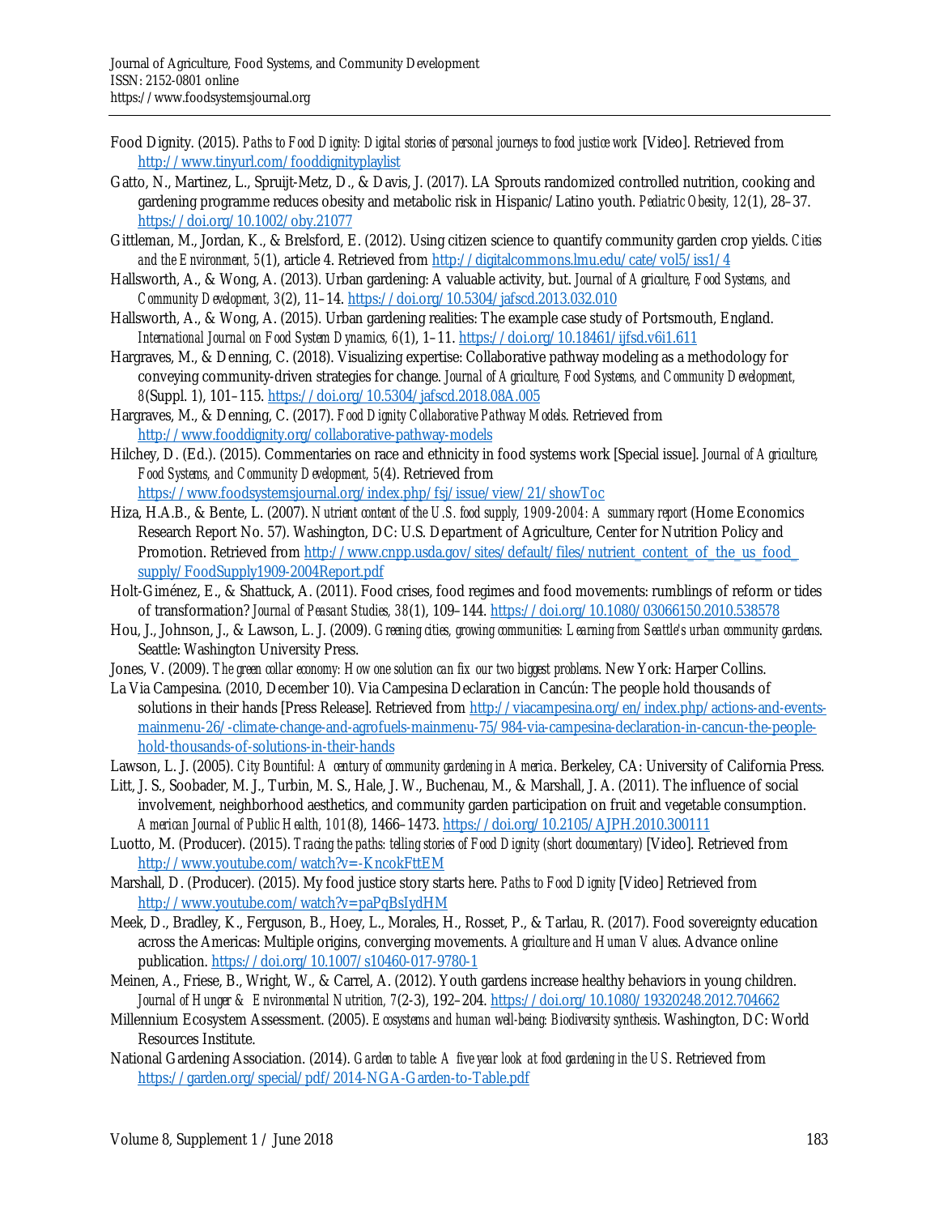Food Dignity. (2015). *Paths to Food Dignity: Digital stories of personal journeys to food justice work* [Video]. Retrieved from http://www.tinyurl.com/fooddignityplaylist

Gatto, N., Martinez, L., Spruijt-Metz, D., & Davis, J. (2017). LA Sprouts randomized controlled nutrition, cooking and gardening programme reduces obesity and metabolic risk in Hispanic/Latino youth. *Pediatric Obesity, 12*(1), 28–37. https://doi.org/10.1002/oby.21077

Gittleman, M., Jordan, K., & Brelsford, E. (2012). Using citizen science to quantify community garden crop yields. *Cities and the Environment, 5*(1), article 4. Retrieved from http://digitalcommons.lmu.edu/cate/vol5/iss1/4

Hallsworth, A., & Wong, A. (2013). Urban gardening: A valuable activity, but. *Journal of Agriculture, Food Systems, and Community Development, 3*(2), 11–14. https://doi.org/10.5304/jafscd.2013.032.010

Hallsworth, A., & Wong, A. (2015). Urban gardening realities: The example case study of Portsmouth, England. *International Journal on Food System Dynamics, 6*(1), 1–11. https://doi.org/10.18461/ijfsd.v6i1.611

Hargraves, M., & Denning, C. (2018). Visualizing expertise: Collaborative pathway modeling as a methodology for conveying community-driven strategies for change. *Journal of Agriculture, Food Systems, and Community Development, 8*(Suppl. 1), 101–115. https://doi.org/10.5304/jafscd.2018.08A.005

Hargraves, M., & Denning, C. (2017). *Food Dignity Collaborative Pathway Models*. Retrieved from http://www.fooddignity.org/collaborative-pathway-models

Hilchey, D. (Ed.). (2015). Commentaries on race and ethnicity in food systems work [Special issue]. *Journal of Agriculture, Food Systems, and Community Development, 5*(4). Retrieved from https://www.foodsystemsjournal.org/index.php/fsj/issue/view/21/showToc

Hiza, H.A.B., & Bente, L. (2007). *Nutrient content of the U.S. food supply, 1909-2004: A summary report* (Home Economics Research Report No. 57). Washington, DC: U.S. Department of Agriculture, Center for Nutrition Policy and Promotion. Retrieved from http://www.cnpp.usda.gov/sites/default/files/nutrient_content_of_the_us_food_supply/FoodSupply1909-2004Report.pdf

Holt-Giménez, E., & Shattuck, A. (2011). Food crises, food regimes and food movements: rumblings of reform or tides of transformation? *Journal of Peasant Studies, 38*(1), 109–144. https://doi.org/10.1080/03066150.2010.538578

Hou, J., Johnson, J., & Lawson, L. J. (2009). *Greening cities, growing communities: Learning from Seattle's urban community gardens*. Seattle: Washington University Press.

Jones, V. (2009). *The green collar economy: How one solution can fix our two biggest problems*. New York: Harper Collins.

La Via Campesina. (2010, December 10). Via Campesina Declaration in Cancún: The people hold thousands of solutions in their hands [Press Release]. Retrieved from http://viacampesina.org/en/index.php/actions-and-events-mainmenu-26/-climate-change-and-agrofuels-mainmenu-75/984-via-campesina-declaration-in-cancun-the-people-hold-thousands-of-solutions-in-their-hands

Lawson, L. J. (2005). *City Bountiful: A century of community gardening in America*. Berkeley, CA: University of California Press.

Litt, J. S., Soobader, M. J., Turbin, M. S., Hale, J. W., Buchenau, M., & Marshall, J. A. (2011). The influence of social involvement, neighborhood aesthetics, and community garden participation on fruit and vegetable consumption. *American Journal of Public Health, 101*(8), 1466–1473. https://doi.org/10.2105/AJPH.2010.300111

Luotto, M. (Producer). (2015). *Tracing the paths: telling stories of Food Dignity (short documentary)* [Video]. Retrieved from http://www.youtube.com/watch?v=-KncokFttEM

Marshall, D. (Producer). (2015). My food justice story starts here. *Paths to Food Dignity* [Video] Retrieved from http://www.youtube.com/watch?v=paPqBsIydHM

Meek, D., Bradley, K., Ferguson, B., Hoey, L., Morales, H., Rosset, P., & Tarlau, R. (2017). Food sovereignty education across the Americas: Multiple origins, converging movements. *Agriculture and Human Values*. Advance online publication. https://doi.org/10.1007/s10460-017-9780-1

Meinen, A., Friese, B., Wright, W., & Carrel, A. (2012). Youth gardens increase healthy behaviors in young children. *Journal of Hunger & Environmental Nutrition, 7*(2-3), 192–204. https://doi.org/10.1080/19320248.2012.704662

Millennium Ecosystem Assessment. (2005). *Ecosystems and human well-being: Biodiversity synthesis*. Washington, DC: World Resources Institute.

National Gardening Association. (2014). *Garden to table: A five year look at food gardening in the US*. Retrieved from https://garden.org/special/pdf/2014-NGA-Garden-to-Table.pdf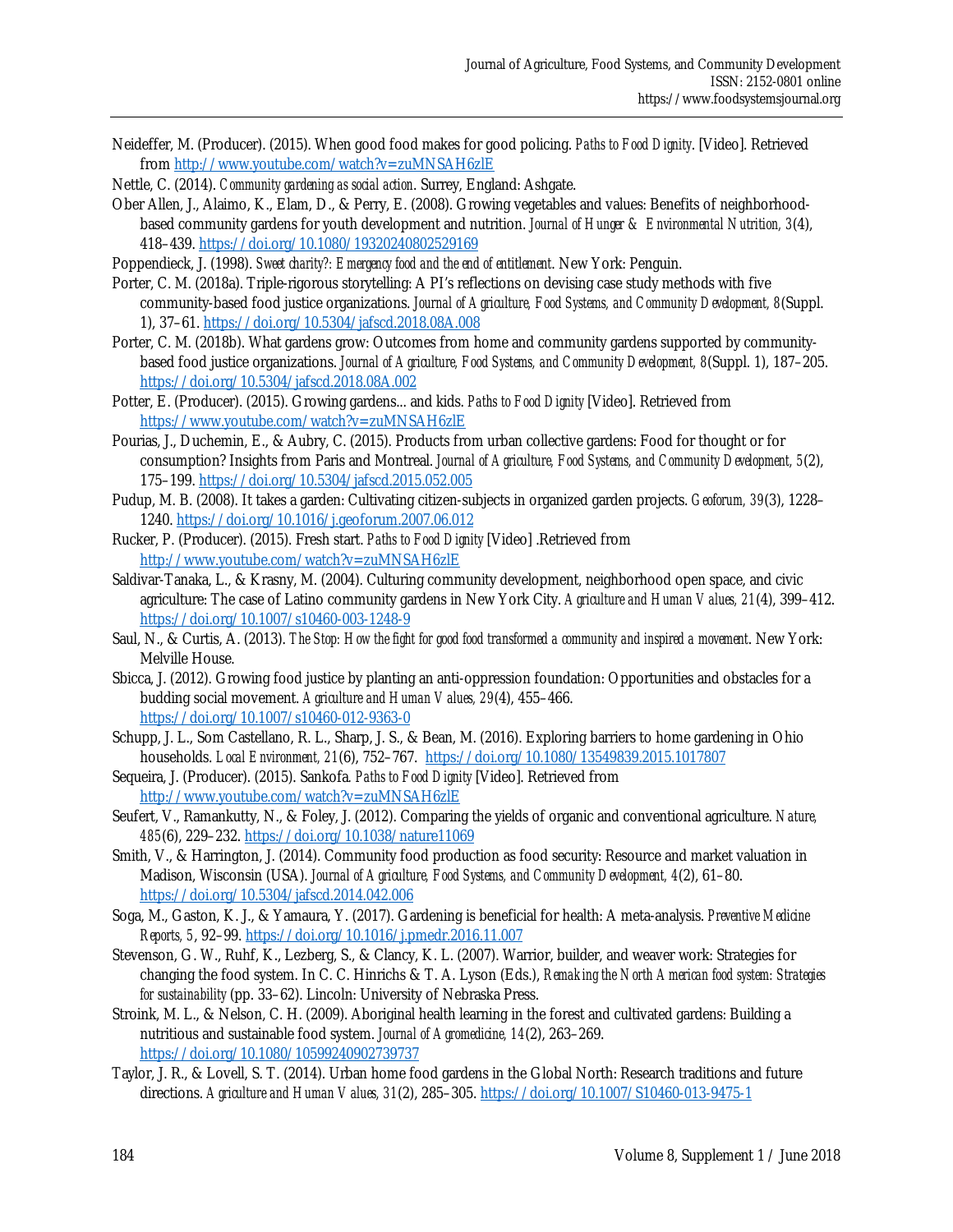Neideffer, M. (Producer). (2015). When good food makes for good policing. *Paths to Food Dignity*. [Video]. Retrieved from http://www.youtube.com/watch?v=zuMNSAH6zlE

Nettle, C. (2014). *Community gardening as social action*. Surrey, England: Ashgate.

Ober Allen, J., Alaimo, K., Elam, D., & Perry, E. (2008). Growing vegetables and values: Benefits of neighborhood-based community gardens for youth development and nutrition. *Journal of Hunger & Environmental Nutrition, 3*(4), 418–439. https://doi.org/10.1080/19320240802529169

Poppendieck, J. (1998). *Sweet charity?: Emergency food and the end of entitlement*. New York: Penguin.

Porter, C. M. (2018a). Triple-rigorous storytelling: A PI's reflections on devising case study methods with five community-based food justice organizations. *Journal of Agriculture, Food Systems, and Community Development, 8*(Suppl. 1), 37–61. https://doi.org/10.5304/jafscd.2018.08A.008

Porter, C. M. (2018b). What gardens grow: Outcomes from home and community gardens supported by community-based food justice organizations. *Journal of Agriculture, Food Systems, and Community Development, 8*(Suppl. 1), 187–205. https://doi.org/10.5304/jafscd.2018.08A.002

Potter, E. (Producer). (2015). Growing gardens... and kids. *Paths to Food Dignity* [Video]. Retrieved from https://www.youtube.com/watch?v=zuMNSAH6zlE

Pourias, J., Duchemin, E., & Aubry, C. (2015). Products from urban collective gardens: Food for thought or for consumption? Insights from Paris and Montreal. *Journal of Agriculture, Food Systems, and Community Development, 5*(2), 175–199. https://doi.org/10.5304/jafscd.2015.052.005

Pudup, M. B. (2008). It takes a garden: Cultivating citizen-subjects in organized garden projects. *Geoforum, 39*(3), 1228–1240. https://doi.org/10.1016/j.geoforum.2007.06.012

Rucker, P. (Producer). (2015). Fresh start. *Paths to Food Dignity* [Video] .Retrieved from http://www.youtube.com/watch?v=zuMNSAH6zlE

Saldivar-Tanaka, L., & Krasny, M. (2004). Culturing community development, neighborhood open space, and civic agriculture: The case of Latino community gardens in New York City. *Agriculture and Human Values, 21*(4), 399–412. https://doi.org/10.1007/s10460-003-1248-9

Saul, N., & Curtis, A. (2013). *The Stop: How the fight for good food transformed a community and inspired a movement*. New York: Melville House.

Sbicca, J. (2012). Growing food justice by planting an anti-oppression foundation: Opportunities and obstacles for a budding social movement. *Agriculture and Human Values, 29*(4), 455–466. https://doi.org/10.1007/s10460-012-9363-0

Schupp, J. L., Som Castellano, R. L., Sharp, J. S., & Bean, M. (2016). Exploring barriers to home gardening in Ohio households. *Local Environment, 21*(6), 752–767. https://doi.org/10.1080/13549839.2015.1017807

Sequeira, J. (Producer). (2015). Sankofa. *Paths to Food Dignity* [Video]. Retrieved from http://www.youtube.com/watch?v=zuMNSAH6zlE

Seufert, V., Ramankutty, N., & Foley, J. (2012). Comparing the yields of organic and conventional agriculture. *Nature, 485*(6), 229–232. https://doi.org/10.1038/nature11069

Smith, V., & Harrington, J. (2014). Community food production as food security: Resource and market valuation in Madison, Wisconsin (USA). *Journal of Agriculture, Food Systems, and Community Development, 4*(2), 61–80. https://doi.org/10.5304/jafscd.2014.042.006

Soga, M., Gaston, K. J., & Yamaura, Y. (2017). Gardening is beneficial for health: A meta-analysis. *Preventive Medicine Reports, 5*, 92–99. https://doi.org/10.1016/j.pmedr.2016.11.007

Stevenson, G. W., Ruhf, K., Lezberg, S., & Clancy, K. L. (2007). Warrior, builder, and weaver work: Strategies for changing the food system. In C. C. Hinrichs & T. A. Lyson (Eds.), *Remaking the North American food system: Strategies for sustainability* (pp. 33–62). Lincoln: University of Nebraska Press.

Stroink, M. L., & Nelson, C. H. (2009). Aboriginal health learning in the forest and cultivated gardens: Building a nutritious and sustainable food system. *Journal of Agromedicine, 14*(2), 263–269. https://doi.org/10.1080/10599240902739737

Taylor, J. R., & Lovell, S. T. (2014). Urban home food gardens in the Global North: Research traditions and future directions. *Agriculture and Human Values, 31*(2), 285–305. https://doi.org/10.1007/S10460-013-9475-1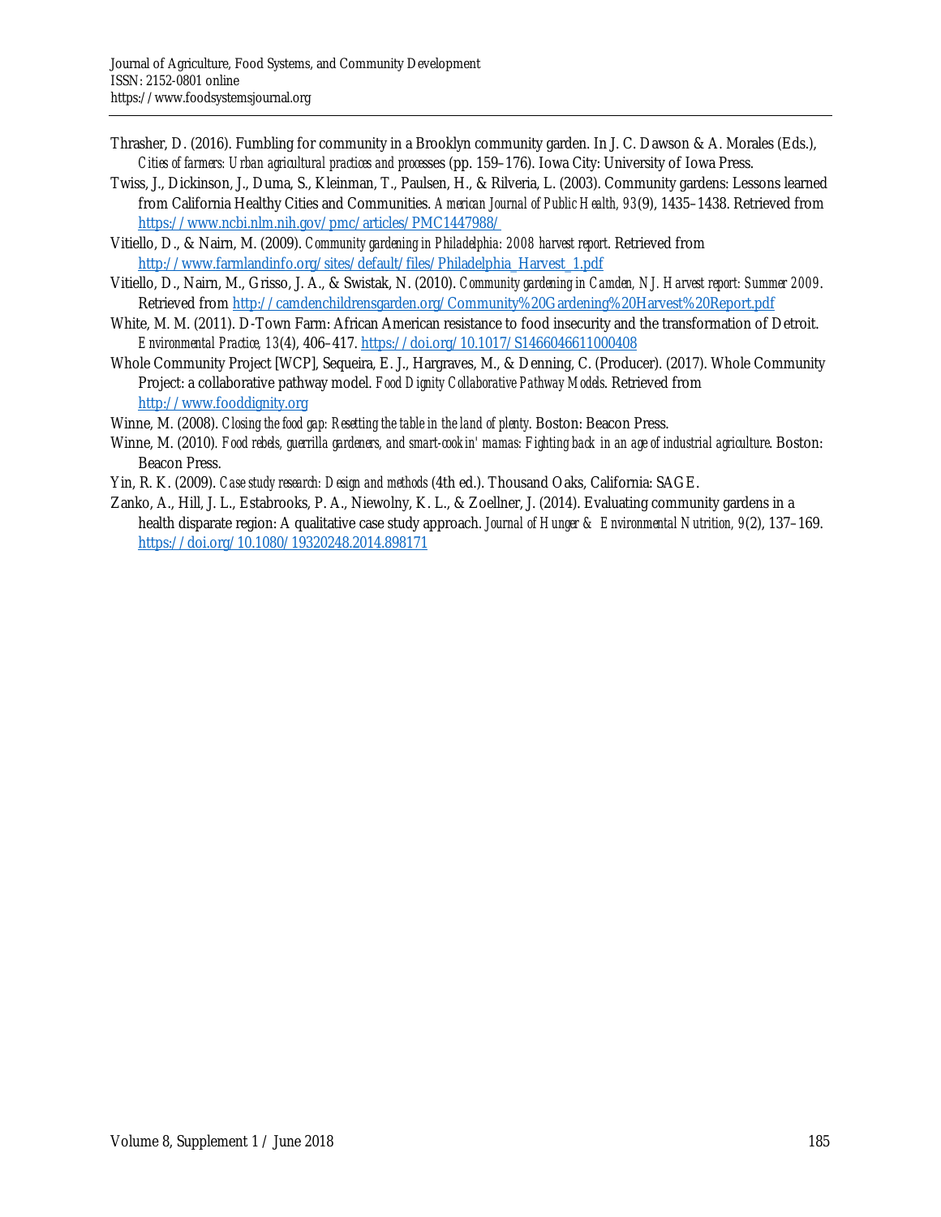Thrasher, D. (2016). Fumbling for community in a Brooklyn community garden. In J. C. Dawson & A. Morales (Eds.), *Cities of farmers: Urban agricultural practices and processes* (pp. 159–176). Iowa City: University of Iowa Press.

Twiss, J., Dickinson, J., Duma, S., Kleinman, T., Paulsen, H., & Rilveria, L. (2003). Community gardens: Lessons learned from California Healthy Cities and Communities. *American Journal of Public Health, 93*(9), 1435–1438. Retrieved from https://www.ncbi.nlm.nih.gov/pmc/articles/PMC1447988/

Vitiello, D., & Nairn, M. (2009). *Community gardening in Philadelphia: 2008 harvest report*. Retrieved from http://www.farmlandinfo.org/sites/default/files/Philadelphia_Harvest_1.pdf

Vitiello, D., Nairn, M., Grisso, J. A., & Swistak, N. (2010). *Community gardening in Camden, NJ. Harvest report: Summer 2009*. Retrieved from http://camdenchildrensgarden.org/Community%20Gardening%20Harvest%20Report.pdf

White, M. M. (2011). D-Town Farm: African American resistance to food insecurity and the transformation of Detroit. *Environmental Practice, 13*(4), 406–417. https://doi.org/10.1017/S1466046611000408

Whole Community Project [WCP], Sequeira, E. J., Hargraves, M., & Denning, C. (Producer). (2017). Whole Community Project: a collaborative pathway model. *Food Dignity Collaborative Pathway Models*. Retrieved from http://www.fooddignity.org

Winne, M. (2008). *Closing the food gap: Resetting the table in the land of plenty*. Boston: Beacon Press.

Winne, M. (2010). *Food rebels, guerrilla gardeners, and smart-cookin' mamas: Fighting back in an age of industrial agriculture*. Boston: Beacon Press.

Yin, R. K. (2009). *Case study research: Design and methods* (4th ed.). Thousand Oaks, California: SAGE.

Zanko, A., Hill, J. L., Estabrooks, P. A., Niewolny, K. L., & Zoellner, J. (2014). Evaluating community gardens in a health disparate region: A qualitative case study approach. *Journal of Hunger & Environmental Nutrition, 9*(2), 137–169. https://doi.org/10.1080/19320248.2014.898171